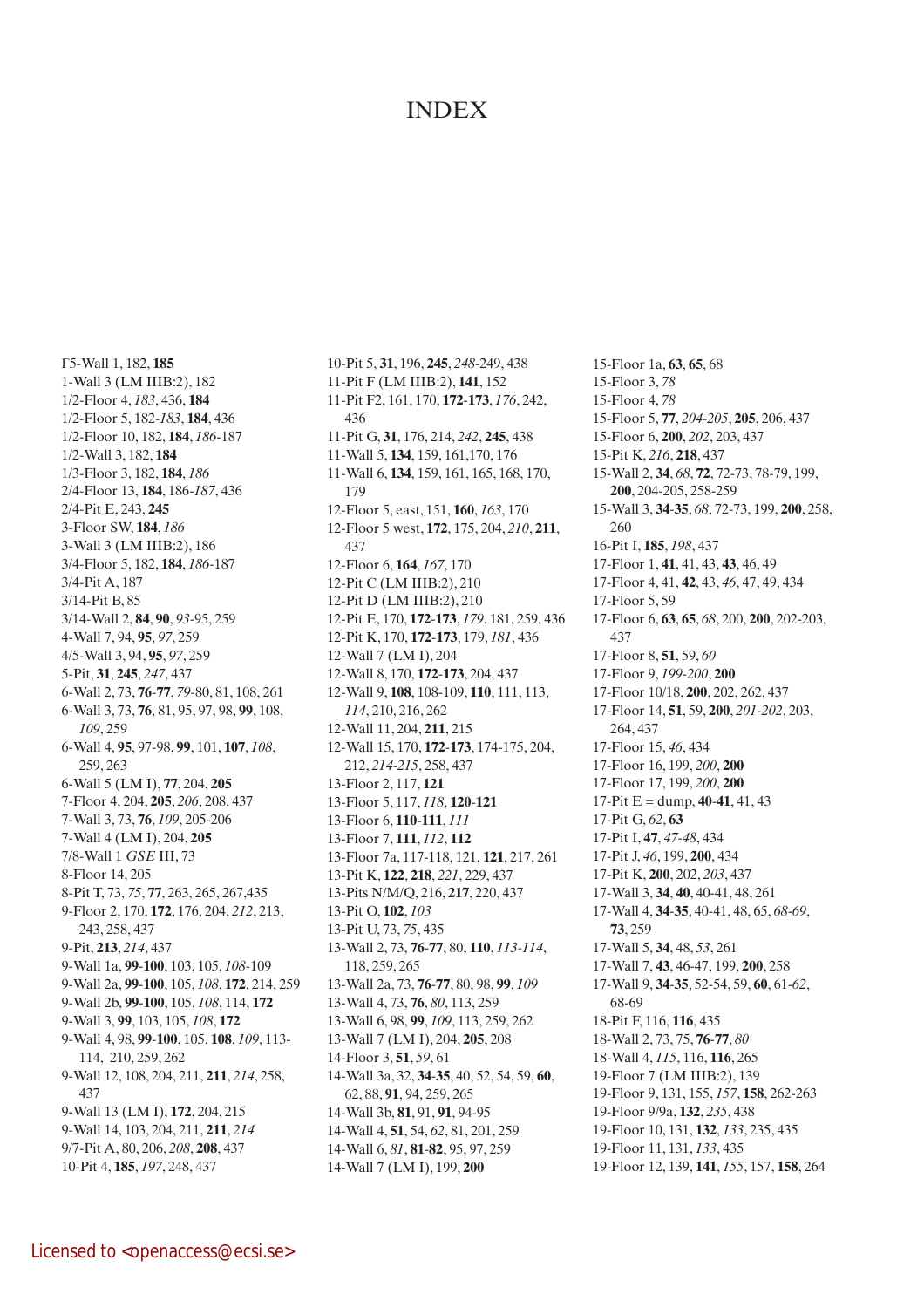# INDEX

Γ5-Wall 1, 182, **185**
1-Wall 3 (LM IIIB:2), 182
1/2-Floor 4, *183*, 436, **184**
1/2-Floor 5, 182-*183*, **184**, 436
1/2-Floor 10, 182, **184**, *186*-187
1/2-Wall 3, 182, **184**
1/3-Floor 3, 182, **184**, *186*
2/4-Floor 13, **184**, 186-*187*, 436
2/4-Pit E, 243, **245**
3-Floor SW, **184**, *186*
3-Wall 3 (LM IIIB:2), 186
3/4-Floor 5, 182, **184**, *186*-187
3/4-Pit A, 187
3/14-Pit B, 85
3/14-Wall 2, **84**, **90**, *93*-95, 259
4-Wall 7, 94, **95**, *97*, 259
4/5-Wall 3, 94, **95**, *97*, 259
5-Pit, **31**, **245**, *247*, 437
6-Wall 2, 73, **76**-**77**, *79*-80, 81, 108, 261
6-Wall 3, 73, **76**, 81, 95, 97, 98, **99**, 108, *109*, 259
6-Wall 4, **95**, 97-98, **99**, 101, **107**, *108*, 259, 263
6-Wall 5 (LM I), **77**, 204, **205**
7-Floor 4, 204, **205**, *206*, 208, 437
7-Wall 3, 73, **76**, *109*, 205-206
7-Wall 4 (LM I), 204, **205**
7/8-Wall 1 *GSE* III, 73
8-Floor 14, 205
8-Pit T, 73, *75*, **77**, 263, 265, 267,435
9-Floor 2, 170, **172**, 176, 204, *212*, 213, 243, 258, 437
9-Pit, **213**, *214*, 437
9-Wall 1a, **99**-**100**, 103, 105, *108*-109
9-Wall 2a, **99**-**100**, 105, *108*, **172**, 214, 259
9-Wall 2b, **99**-**100**, 105, *108*, 114, **172**
9-Wall 3, **99**, 103, 105, *108*, **172**
9-Wall 4, 98, **99**-**100**, 105, **108**, *109*, 113-114, 210, 259, 262
9-Wall 12, 108, 204, 211, **211**, *214*, 258, 437
9-Wall 13 (LM I), **172**, 204, 215
9-Wall 14, 103, 204, 211, **211**, *214*
9/7-Pit A, 80, 206, *208*, **208**, 437
10-Pit 4, **185**, *197*, 248, 437
10-Pit 5, **31**, 196, **245**, *248*-249, 438
11-Pit F (LM IIIB:2), **141**, 152
11-Pit F2, 161, 170, **172**-**173**, *176*, 242, 436
11-Pit G, **31**, 176, 214, *242*, **245**, 438
11-Wall 5, **134**, 159, 161,170, 176
11-Wall 6, **134**, 159, 161, 165, 168, 170, 179
12-Floor 5, east, 151, **160**, *163*, 170
12-Floor 5 west, **172**, 175, 204, *210*, **211**, 437
12-Floor 6, **164**, *167*, 170
12-Pit C (LM IIIB:2), 210
12-Pit D (LM IIIB:2), 210
12-Pit E, 170, **172**-**173**, *179*, 181, 259, 436
12-Pit K, 170, **172**-**173**, 179, *181*, 436
12-Wall 7 (LM I), 204
12-Wall 8, 170, **172**-**173**, 204, 437
12-Wall 9, **108**, 108-109, **110**, 111, 113, *114*, 210, 216, 262
12-Wall 11, 204, **211**, 215
12-Wall 15, 170, **172**-**173**, 174-175, 204, 212, *214*-*215*, 258, 437
13-Floor 2, 117, **121**
13-Floor 5, 117, *118*, **120**-**121**
13-Floor 6, **110**-**111**, *111*
13-Floor 7, **111**, *112*, **112**
13-Floor 7a, 117-118, 121, **121**, 217, 261
13-Pit K, **122**, **218**, *221*, 229, 437
13-Pits N/M/Q, 216, **217**, 220, 437
13-Pit O, **102**, *103*
13-Pit U, 73, *75*, 435
13-Wall 2, 73, **76**-**77**, 80, **110**, *113*-*114*, 118, 259, 265
13-Wall 2a, 73, **76**-**77**, 80, 98, **99**, *109*
13-Wall 4, 73, **76**, *80*, 113, 259
13-Wall 6, 98, **99**, *109*, 113, 259, 262
13-Wall 7 (LM I), 204, **205**, 208
14-Floor 3, **51**, *59*, 61
14-Wall 3a, 32, **34**-**35**, 40, 52, 54, 59, **60**, 62, 88, **91**, 94, 259, 265
14-Wall 3b, **81**, 91, **91**, 94-95
14-Wall 4, **51**, 54, *62*, 81, 201, 259
14-Wall 6, *81*, **81**-**82**, 95, 97, 259
14-Wall 7 (LM I), 199, **200**
15-Floor 1a, **63**, **65**, 68
15-Floor 3, *78*
15-Floor 4, *78*
15-Floor 5, **77**, *204*-*205*, **205**, 206, 437
15-Floor 6, **200**, *202*, 203, 437
15-Pit K, *216*, **218**, 437
15-Wall 2, **34**, *68*, **72**, 72-73, 78-79, 199, **200**, 204-205, 258-259
15-Wall 3, **34**-**35**, *68*, 72-73, 199, **200**, 258, 260
16-Pit I, **185**, *198*, 437
17-Floor 1, **41**, 41, 43, **43**, 46, 49
17-Floor 4, 41, **42**, 43, *46*, 47, 49, 434
17-Floor 5, 59
17-Floor 6, **63**, **65**, *68*, 200, **200**, 202-203, 437
17-Floor 8, **51**, 59, *60*
17-Floor 9, *199*-*200*, **200**
17-Floor 10/18, **200**, 202, 262, 437
17-Floor 14, **51**, 59, **200**, *201*-*202*, 203, 264, 437
17-Floor 15, *46*, 434
17-Floor 16, 199, *200*, **200**
17-Floor 17, 199, *200*, **200**
17-Pit E = dump, **40**-**41**, 41, 43
17-Pit G, *62*, **63**
17-Pit I, **47**, *47*-*48*, 434
17-Pit J, *46*, 199, **200**, 434
17-Pit K, **200**, 202, *203*, 437
17-Wall 3, **34**, **40**, 40-41, 48, 261
17-Wall 4, **34**-**35**, 40-41, 48, 65, *68*-*69*, **73**, 259
17-Wall 5, **34**, 48, *53*, 261
17-Wall 7, **43**, 46-47, 199, **200**, 258
17-Wall 9, **34**-**35**, 52-54, 59, **60**, 61-*62*, 68-69
18-Pit F, 116, **116**, 435
18-Wall 2, 73, 75, **76**-**77**, *80*
18-Wall 4, *115*, 116, **116**, 265
19-Floor 7 (LM IIIB:2), 139
19-Floor 9, 131, 155, *157*, **158**, 262-263
19-Floor 9/9a, **132**, *235*, 438
19-Floor 10, 131, **132**, *133*, 235, 435
19-Floor 11, 131, *133*, 435
19-Floor 12, 139, **141**, *155*, 157, **158**, 264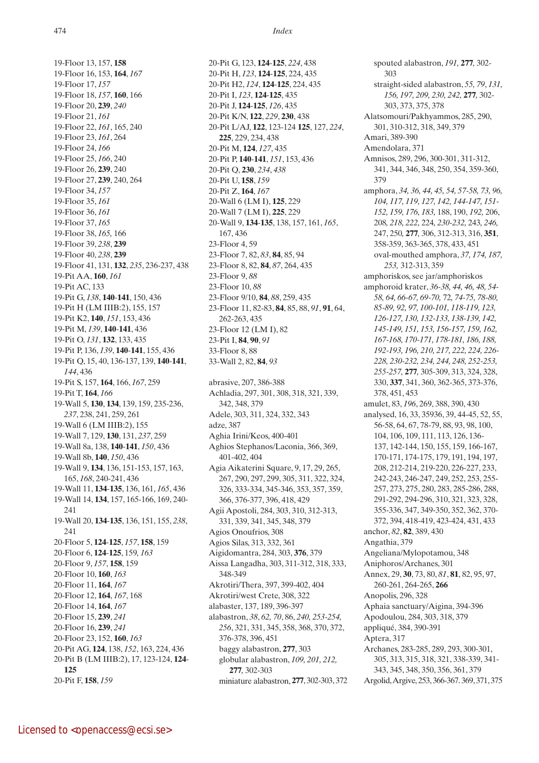19-Floor 13, 157, **158**
19-Floor 16, 153, **164**, *167*
19-Floor 17, *157*
19-Floor 18, *157*, **160**, 166
19-Floor 20, **239**, *240*
19-Floor 21, *161*
19-Floor 22, *161*, 165, 240
19-Floor 23, *161*, 264
19-Floor 24, *166*
19-Floor 25, *166*, 240
19-Floor 26, **239**, 240
19-Floor 27, **239**, 240, 264
19-Floor 34, *157*
19-Floor 35, *161*
19-Floor 36, *161*
19-Floor 37, *165*
19-Floor 38, *165*, 166
19-Floor 39, *238*, **239**
19-Floor 40, *238*, **239**
19-Floor 41, 131, **132**, *235*, 236-237, 438
19-Pit AA, **160**, *161*
19-Pit AC, 133
19-Pit G, *138*, **140-141**, 150, 436
19-Pit H (LM IIIB:2), 155, 157
19-Pit K2, **140**, *151*, 153, 436
19-Pit M, *139*, **140-141**, 436
19-Pit O, *131*, **132**, 133, 435
19-Pit P, 136, *139*, **140-141**, 155, 436
19-Pit Q, 15, 40, 136-137, 139, **140-141**, *144*, 436
19-Pit S, 157, **164**, 166, *167*, 259
19-Pit T, **164**, *166*
19-Wall 5, **130**, **134**, 139, 159, 235-236, *237*, 238, 241, 259, 261
19-Wall 6 (LM IIIB:2), 155
19-Wall 7, 129, **130**, 131, *237*, 259
19-Wall 8a, 138, **140-141**, *150*, 436
19-Wall 8b, **140**, *150*, 436
19-Wall 9, **134**, 136, 151-153, 157, 163, 165, *168*, 240-241, 436
19-Wall 11, **134-135**, 136, 161, *165*, 436
19-Wall 14, **134**, 157, 165-166, 169, 240-241
19-Wall 20, **134-135**, 136, 151, 155, *238*, 241
20-Floor 5, **124-125**, *157*, **158**, 159
20-Floor 6, **124-125**, 159, *163*
20-Floor 9, *157*, **158**, 159
20-Floor 10, **160**, *163*
20-Floor 11, **164**, *167*
20-Floor 12, **164**, *167*, 168
20-Floor 14, **164**, *167*
20-Floor 15, **239**, *241*
20-Floor 16, **239**, *241*
20-Floor 23, 152, **160**, *163*
20-Pit AG, **124**, 138, *152*, 163, 224, 436
20-Pit B (LM IIIB:2), 17, 123-124, **124-125**
20-Pit F, **158**, *159*
20-Pit G, 123, **124-125**, *224*, 438
20-Pit H, *123*, **124-125**, 224, 435
20-Pit H2, *124*, **124-125**, 224, 435
20-Pit I, *123*, **124-125**, 435
20-Pit J, **124-125**, *126*, 435
20-Pit K/N, **122**, *229*, **230**, 438
20-Pit L/AJ, **122**, 123-124 **125**, 127, *224*, **225**, 229, 234, 438
20-Pit M, **124**, *127*, 435
20-Pit P, **140-141**, *151*, 153, 436
20-Pit Q, **230**, *234*, *438*
20-Pit U, **158**, *159*
20-Pit Z, **164**, *167*
20-Wall 6 (LM I), **125**, 229
20-Wall 7 (LM I), **225**, 229
20-Wall 9, **134-135**, 138, 157, 161, *165*, 167, 436
23-Floor 4, 59
23-Floor 7, 82, *83*, **84**, 85, 94
23-Floor 8, 82, **84**, *87*, 264, 435
23-Floor 9, *88*
23-Floor 10, *88*
23-Floor 9/10, **84**, *88*, 259, 435
23-Floor 11, 82-83, **84**, 85, 88, *91*, **91**, 64, 262-263, 435
23-Floor 12 (LM I), 82
23-Pit I, **84**, **90**, *91*
33-Floor 8, 88
33-Wall 2, 82, **84**, *93*

abrasive, 207, 386-388
Achladia, 297, 301, 308, 318, 321, 339, 342, 348, 379
Adele, 303, 311, 324, 332, 343
adze, 387
Aghia Irini/Keos, 400-401
Aghios Stephanos/Laconia, 366, 369, 401-402, 404
Agia Aikaterini Square, 9, 17, 29, 265, 267, 290, 297, 299, 305, 311, 322, 324, 326, 333-334, 345-346, 353, 357, 359, 366, 376-377, 396, 418, 429
Agii Apostoli, 284, 303, 310, 312-313, 331, 339, 341, 345, 348, 379
Agios Onoufrios, 308
Agios Silas, 313, 332, 361
Aigidomantra, 284, 303, **376**, 379
Aissa Langadha, 303, 311-312, 318, 333, 348-349
Akrotiri/Thera, 397, 399-402, 404
Akrotiri/west Crete, 308, 322
alabaster, 137, 189, 396-397
alabastron, *38*, *62*, *70*, 86, *240*, *253-254*, *256*, 321, 331, 345, 358, 368, 370, 372, 376-378, 396, 451
  baggy alabastron, **277**, 303
  globular alabastron, *109*, *201*, *212*, **277**, 302-303
  miniature alabastron, **277**, 302-303, 372
  spouted alabastron, *191*, **277**, 302-303
  straight-sided alabastron, *55*, *79*, *131*, *156*, *197*, *209*, *230*, *242*, **277**, 302-303, 373, 375, 378
Alatsomouri/Pakhyammos, 285, 290, 301, 310-312, 318, 349, 379
Amari, 389-390
Amendolara, 371
Amnisos, 289, 296, 300-301, 311-312, 341, 344, 346, 348, 250, 354, 359-360, 379
amphora, *34*, *36*, *44*, *45*, *54*, *57-58*, *73*, *96*, *104*, *117*, *119*, *127*, *142*, *144-147*, *151-152*, *159*, *176*, *183*, 188, 190, *192*, 206, 208, *218*, *222*, 224, *230-232*, 243, *246*, 247, 250, **277**, 306, 312-313, 316, **351**, 358-359, 363-365, 378, 433, 451
  oval-mouthed amphora, *37*, *174*, *187*, *253*, 312-313, 359
amphoriskos, see jar/amphoriskos
amphoroid krater, *36-38*, *44*, *46*, *48*, *54-58*, *64*, *66-67*, *69-70*, *72*, *74-75*, *78-80*, *85-89*, *92*, *97*, *100-101*, *118-119*, *123*, *126-127*, *130*, *132-133*, *138-139*, *142*, *145-149*, *151*, *153*, *156-157*, *159*, *162*, *167-168*, *170-171*, *178-181*, *186*, *188*, *192-193*, *196*, *210*, *217*, *222*, *224*, *226-228*, *230-232*, *234*, *244*, *248*, *252-253*, *255-257*, **277**, 305-309, 313, 324, 328, 330, **337**, 341, 360, 362-365, 373-376, 378, 451, 453
amulet, 83, *196*, 269, 388, 390, 430
analysed, 16, 33, 35936, 39, 44-45, 52, 55, 56-58, 64, 67, 78-79, 88, 93, 98, 100, 104, 106, 109, 111, 113, 126, 136-137, 142-144, 150, 155, 159, 166-167, 170-171, 174-175, 179, 191, 194, 197, 208, 212-214, 219-220, 226-227, 233, 242-243, 246-247, 249, 252, 253, 255-257, 273, 275, 280, 283, 285-286, 288, 291-292, 294-296, 310, 321, 323, 328, 355-336, 347, 349-350, 352, 362, 370-372, 394, 418-419, 423-424, 431, 433
anchor, *82*, **82**, 389, 430
Angathia, 379
Angeliana/Mylopotamou, 348
Aniphoros/Archanes, 301
Annex, 29, **30**, 73, 80, *81*, **81**, 82, 95, 97, 260-261, 264-265, **266**
Anopolis, 296, 328
Aphaia sanctuary/Aigina, 394-396
Apodoulou, 284, 303, 318, 379
appliqué, 384, 390-391
Aptera, 317
Archanes, 283-285, 289, 293, 300-301, 305, 313, 315, 318, 321, 338-339, 341-343, 345, 348, 350, 356, 361, 379
Argolid, Argive, 253, 366-367. 369, 371, 375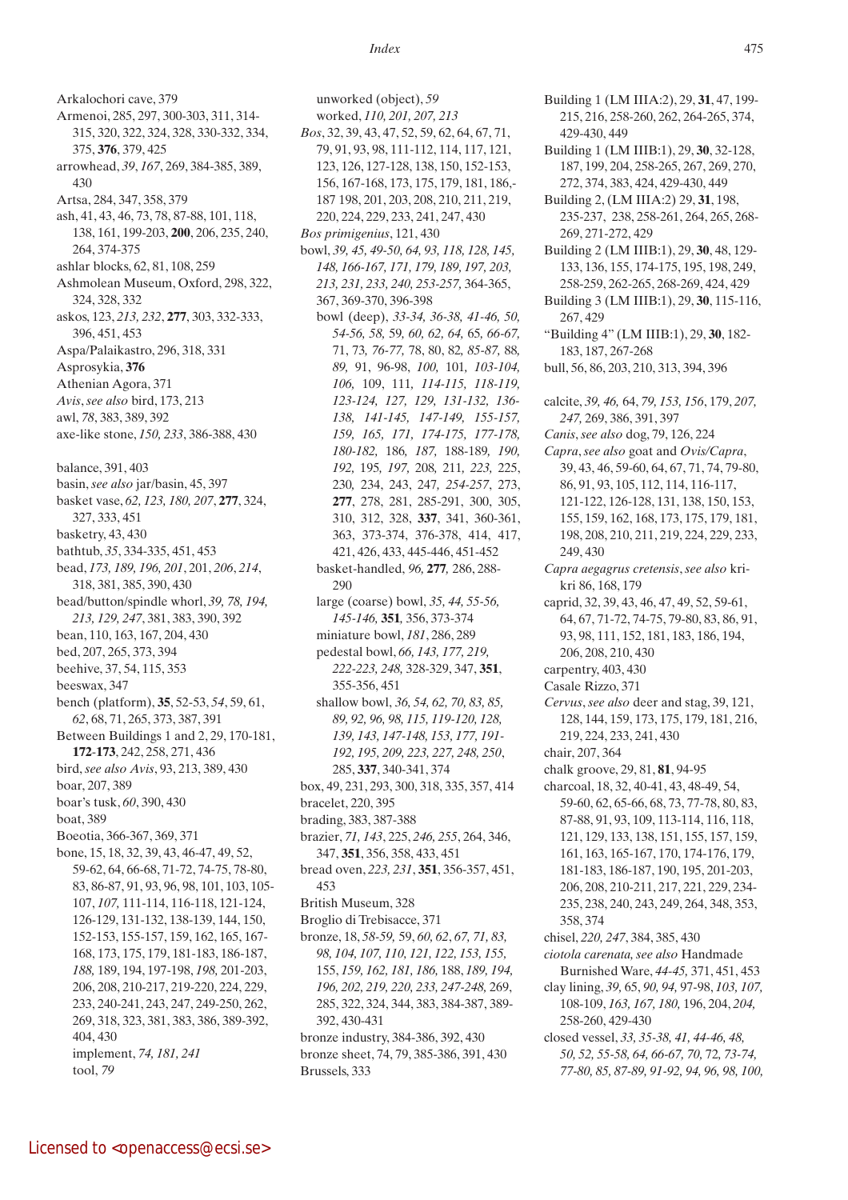Arkalochori cave, 379
Armenoi, 285, 297, 300-303, 311, 314-315, 320, 322, 324, 328, 330-332, 334, 375, **376**, 379, 425
arrowhead, *39*, *167*, 269, 384-385, 389, 430
Artsa, 284, 347, 358, 379
ash, 41, 43, 46, 73, 78, 87-88, 101, 118, 138, 161, 199-203, **200**, 206, 235, 240, 264, 374-375
ashlar blocks, 62, 81, 108, 259
Ashmolean Museum, Oxford, 298, 322, 324, 328, 332
askos, 123, *213, 232*, **277**, 303, 332-333, 396, 451, 453
Aspa/Palaikastro, 296, 318, 331
Asprosykia, **376**
Athenian Agora, 371
*Avis*, *see also* bird, 173, 213
awl, *78*, 383, 389, 392
axe-like stone, *150, 233*, 386-388, 430

balance, 391, 403
basin, *see also* jar/basin, 45, 397
basket vase, *62, 123, 180, 207*, **277**, 324, 327, 333, 451
basketry, 43, 430
bathtub, *35*, 334-335, 451, 453
bead, *173, 189, 196, 201*, 201, *206*, *214*, 318, 381, 385, 390, 430
bead/button/spindle whorl, *39, 78, 194, 213, 129, 247*, 381, 383, 390, 392
bean, 110, 163, 167, 204, 430
bed, 207, 265, 373, 394
beehive, 37, 54, 115, 353
beeswax, 347
bench (platform), **35**, 52-53, *54*, 59, 61, *62*, 68, 71, 265, 373, 387, 391
Between Buildings 1 and 2, 29, 170-181, **172**-**173**, 242, 258, 271, 436
bird, *see also Avis*, 93, 213, 389, 430
boar, 207, 389
boar's tusk, *60*, 390, 430
boat, 389
Boeotia, 366-367, 369, 371
bone, 15, 18, 32, 39, 43, 46-47, 49, 52, 59-62, 64, 66-68, 71-72, 74-75, 78-80, 83, 86-87, 91, 93, 96, 98, 101, 103, 105-107, *107*, 111-114, 116-118, 121-124, 126-129, 131-132, 138-139, 144, 150, 152-153, 155-157, 159, 162, 165, 167-168, 173, 175, 179, 181-183, 186-187, *188*, 189, 194, 197-198, *198*, 201-203, 206, 208, 210-217, 219-220, 224, 229, 233, 240-241, 243, 247, 249-250, 262, 269, 318, 323, 381, 383, 386, 389-392, 404, 430
  implement, *74, 181, 241*
  tool, *79*
  unworked (object), *59*
  worked, *110, 201, 207, 213*
*Bos*, 32, 39, 43, 47, 52, 59, 62, 64, 67, 71, 79, 91, 93, 98, 111-112, 114, 117, 121, 123, 126, 127-128, 138, 150, 152-153, 156, 167-168, 173, 175, 179, 181, 186,-187 198, 201, 203, 208, 210, 211, 219, 220, 224, 229, 233, 241, 247, 430
*Bos primigenius*, 121, 430
bowl, *39, 45, 49-50, 64, 93, 118, 128, 145, 148, 166-167, 171, 179, 189, 197, 203, 213, 231, 233, 240, 253-257*, 364-365, 367, 369-370, 396-398
  bowl (deep), *33-34, 36-38, 41-46, 50, 54-56, 58,* 59*, 60, 62, 64,* 65*, 66-67,* 71, *73, 76-77,* 78, 80, *82, 85-87,* 88*, 89,* 91, 96-98, *100,* 101*, 103-104, 106,* 109, 111*, 114-115, 118-119, 123-124, 127, 129, 131-132, 136-138, 141-145, 147-149, 155-157, 159, 165, 171, 174-175, 177-178, 180-182,* 186*, 187,* 188-189*, 190, 192,* 195*, 197,* 208*,* 211*, 223,* 225, 230, 234, 243, 247*, 254-257*, 273, **277**, 278, 281, 285-291, 300, 305, 310, 312, 328, **337**, 341, 360-361, 363, 373-374, 376-378, 414, 417, 421, 426, 433, 445-446, 451-452
  basket-handled, *96,* **277***,* 286, 288-290
  large (coarse) bowl, *35, 44, 55-56, 145-146,* **351**, 356, 373-374
  miniature bowl, *181*, 286, 289
  pedestal bowl, *66, 143, 177, 219, 222-223, 248,* 328-329, 347, **351**, 355-356, 451
  shallow bowl, *36, 54, 62, 70, 83, 85, 89, 92, 96, 98, 115, 119-120, 128, 139, 143, 147-148, 153, 177, 191-192, 195, 209, 223, 227, 248, 250*, 285, **337**, 340-341, 374
box, 49, 231, 293, 300, 318, 335, 357, 414
bracelet, 220, 395
brading, 383, 387-388
brazier, *71, 143*, 225, *246, 255*, 264, 346, 347, **351**, 356, 358, 433, 451
bread oven, *223, 231*, **351**, 356-357, 451, 453
British Museum, 328
Broglio di Trebisacce, 371
bronze, 18, *58-59,* 59, *60, 62*, *67, 71, 83, 98, 104, 107, 110, 121, 122, 153, 155,* 155, *159, 162, 181, 186,* 188, *189, 194, 196, 202, 219, 220, 233, 247-248,* 269, 285, 322, 324, 344, 383, 384-387, 389-392, 430-431
bronze industry, 384-386, 392, 430
bronze sheet, 74, 79, 385-386, 391, 430
Brussels, 333
Building 1 (LM IIIA:2), 29, **31**, 47, 199-215, 216, 258-260, 262, 264-265, 374, 429-430, 449
Building 1 (LM IIIB:1), 29, **30**, 32-128, 187, 199, 204, 258-265, 267, 269, 270, 272, 374, 383, 424, 429-430, 449
Building 2, (LM IIIA:2) 29, **31**, 198, 235-237, 238, 258-261, 264, 265, 268-269, 271-272, 429
Building 2 (LM IIIB:1), 29, **30**, 48, 129-133, 136, 155, 174-175, 195, 198, 249, 258-259, 262-265, 268-269, 424, 429
Building 3 (LM IIIB:1), 29, **30**, 115-116, 267, 429
"Building 4" (LM IIIB:1), 29, **30**, 182-183, 187, 267-268
bull, 56, 86, 203, 210, 313, 394, 396

calcite, *39, 46,* 64, *79, 153, 156*, 179, *207, 247*, 269, 386, 391, 397
*Canis*, *see also* dog, 79, 126, 224
*Capra*, *see also* goat and *Ovis/Capra*, 39, 43, 46, 59-60, 64, 67, 71, 74, 79-80, 86, 91, 93, 105, 112, 114, 116-117, 121-122, 126-128, 131, 138, 150, 153, 155, 159, 162, 168, 173, 175, 179, 181, 198, 208, 210, 211, 219, 224, 229, 233, 249, 430
*Capra aegagrus cretensis*, *see also* kri-kri 86, 168, 179
caprid, 32, 39, 43, 46, 47, 49, 52, 59-61, 64, 67, 71-72, 74-75, 79-80, 83, 86, 91, 93, 98, 111, 152, 181, 183, 186, 194, 206, 208, 210, 430
carpentry, 403, 430
Casale Rizzo, 371
*Cervus*, *see also* deer and stag, 39, 121, 128, 144, 159, 173, 175, 179, 181, 216, 219, 224, 233, 241, 430
chair, 207, 364
chalk groove, 29, 81, **81**, 94-95
charcoal, 18, 32, 40-41, 43, 48-49, 54, 59-60, 62, 65-66, 68, 73, 77-78, 80, 83, 87-88, 91, 93, 109, 113-114, 116, 118, 121, 129, 133, 138, 151, 155, 157, 159, 161, 163, 165-167, 170, 174-176, 179, 181-183, 186-187, 190, 195, 201-203, 206, 208, 210-211, 217, 221, 229, 234-235, 238, 240, 243, 249, 264, 348, 353, 358, 374
chisel, *220, 247*, 384, 385, 430
*ciotola carenata, see also* Handmade Burnished Ware, *44-45,* 371, 451, 453
clay lining, *39,* 65, *90, 94,* 97-98, *103, 107,* 108-109, *163, 167, 180,* 196, 204, *204,* 258-260, 429-430
closed vessel, *33, 35-38, 41, 44-46, 48, 50, 52, 55-58, 64, 66-67, 70,* 72*, 73-74, 77-80, 85, 87-89, 91-92, 94, 96, 98, 100,*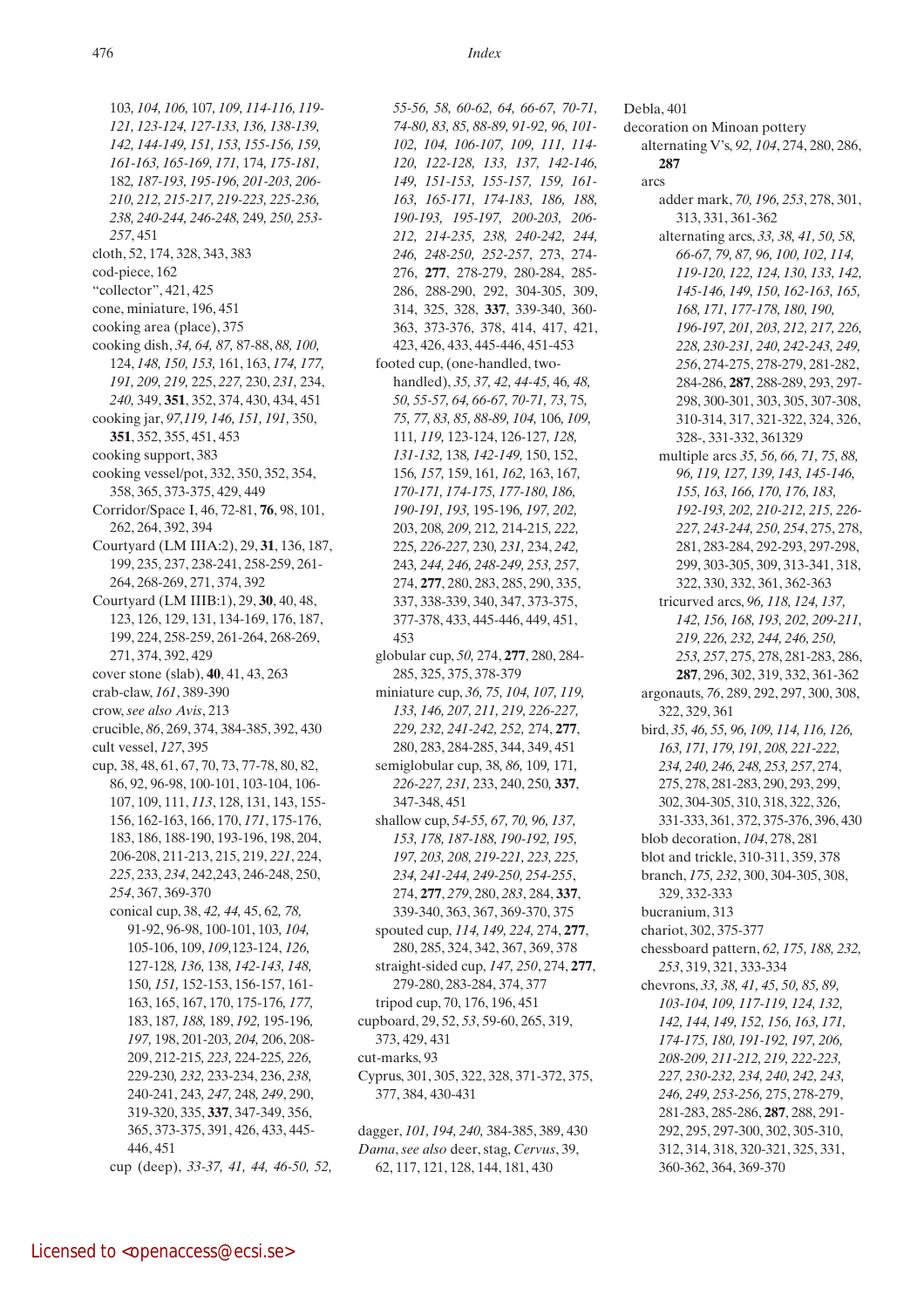103*, 104, 106,* 107*, 109, 114-116, 119-121, 123-124, 127-133, 136, 138-139, 142, 144-149, 151, 153, 155-156, 159, 161-163, 165-169, 171,* 174*, 175-181,* 182*, 187-193, 195-196, 201-203, 206-210, 212, 215-217, 219-223, 225-236, 238, 240-244, 246-248,* 249*, 250, 253-257*, 451

cloth, 52, 174, 328, 343, 383

cod-piece, 162

"collector", 421, 425

cone, miniature, 196, 451

cooking area (place), 375

cooking dish, *34, 64, 87,* 87-88*, 88, 100,* 124*, 148, 150, 153,* 161, 163*, 174, 177, 191, 209, 219,* 225*, 227,* 230*, 231,* 234*, 240,* 349, **351**, 352, 374, 430, 434, 451

cooking jar, *97,119, 146, 151, 191,* 350, **351**, 352, 355, 451, 453

cooking support, 383

cooking vessel/pot, 332, 350, 352, 354, 358, 365, 373-375, 429, 449

Corridor/Space I, 46, 72-81, **76**, 98, 101, 262, 264, 392, 394

Courtyard (LM IIIA:2), 29, **31**, 136, 187, 199, 235, 237, 238-241, 258-259, 261-264, 268-269, 271, 374, 392

Courtyard (LM IIIB:1), 29, **30**, 40, 48, 123, 126, 129, 131, 134-169, 176, 187, 199, 224, 258-259, 261-264, 268-269, 271, 374, 392, 429

cover stone (slab), **40**, 41, 43, 263

crab-claw, *161*, 389-390

crow, *see also Avis*, 213

crucible, *86*, 269, 374, 384-385, 392, 430

cult vessel, *127*, 395

cup, 38, 48, 61, 67, 70, 73, 77-78, 80, 82, 86, 92, 96-98, 100-101, 103-104, 106-107, 109, 111, *113*, 128, 131, 143, 155-156, 162-163, 166, 170, *171*, 175-176, 183, 186, 188-190, 193-196, 198, 204, 206-208, 211-213, 215, 219, *221*, 224, *225*, 233, *234*, 242,243, 246-248, 250, *254*, 367, 369-370

- conical cup, 38, *42, 44,* 45, 62*, 78,* 91-92, 96-98, 100-101, 103*, 104,* 105-106, 109, *109*,123-124*, 126,* 127-128*, 136,* 138*, 142-143, 148,* 150*, 151,* 152-153, 156-157, 161-163, 165, 167, 170, 175-176*, 177,* 183, 187*, 188,* 189*, 192,* 195-196*, 197,* 198, 201-203*, 204,* 206, 208-209, 212-215*, 223,* 224-225*, 226,* 229-230*, 232,* 233-234, 236*, 238,* 240-241, 243*, 247,* 248*, 249,* 290, 319-320, 335, **337**, 347-349, 356, 365, 373-375, 391, 426, 433, 445-446, 451
- cup (deep), *33-37, 41, 44, 46-50, 52, 55-56, 58, 60-62, 64, 66-67, 70-71, 74-80, 83, 85, 88-89, 91-92, 96, 101-102, 104, 106-107, 109, 111, 114-120, 122-128, 133, 137, 142-146, 149, 151-153, 155-157, 159, 161-163, 165-171, 174-183, 186, 188, 190-193, 195-197, 200-203, 206-212, 214-235, 238, 240-242, 244, 246, 248-250, 252-257,* 273, 274-276, **277**, 278-279, 280-284, 285-286, 288-290, 292, 304-305, 309, 314, 325, 328, **337**, 339-340, 360-363, 373-376, 378, 414, 417, 421, 423, 426, 433, 445-446, 451-453
- footed cup, (one-handled, two-handled), *35, 37, 42, 44-45,* 46*, 48, 50, 55-57, 64, 66-67, 70-71, 73,* 75*, 75, 77, 83, 85, 88-89, 91-92, 104,* 106*, 109,* 111*, 119,* 123-124, 126-127*, 128, 131-132,* 138*, 142-149,* 150, 152, 156*, 157,* 159, 161*, 162,* 163, 167*, 170-171, 174-175, 177-180, 186, 190-191, 193,* 195-196*, 197, 202,* 203, 208*, 209,* 212, 214-215*, 222,* 225*, 226-227,* 230*, 231,* 234*, 242,* 243*, 244, 246, 248-249, 253, 257,* 274, **277**, 280, 283, 285, 290, 335, 337, 338-339, 340, 347, 373-375, 377-378, 433, 445-446, 449, 451, 453
- globular cup, *50,* 274, **277**, 280, 284-285, 325, 375, 378-379
- miniature cup, *36, 75, 104, 107, 119, 133, 146, 207, 211, 219, 226-227, 229, 232, 241-242, 252,* 274, **277**, 280, 283, 284-285, 344, 349, 451
- semiglobular cup, 38*, 86,* 109*,* 171*, 226-227, 231,* 233, 240, 250, **337**, 347-348, 451
- shallow cup, *54-55, 67, 70, 96, 137, 153, 178, 187-188, 190-192, 195, 197, 203, 208, 219-221, 223, 225, 234, 241-244, 249-250, 254-255,* 274, **277**, *279,* 280, *283,* 284, **337**, 339-340, 363, 367, 369-370, 375
- spouted cup, *114, 149, 224,* 274, **277**, 280, 285, 324, 342, 367, 369, 378
- straight-sided cup, *147, 250*, 274, **277**, 279-280, 283-284, 374, 377
- tripod cup, 70, 176, 196, 451

cupboard, 29, 52, *53*, 59-60, 265, 319, 373, 429, 431

cut-marks, 93

Cyprus, 301, 305, 322, 328, 371-372, 375, 377, 384, 430-431

dagger, *101, 194, 240,* 384-385, 389, 430

*Dama*, *see also* deer, stag, *Cervus*, 39, 62, 117, 121, 128, 144, 181, 430

Debla, 401

decoration on Minoan pottery

- alternating V's, *92, 104*, 274, 280, 286, **287**
- arcs
  - adder mark, *70, 196, 253*, 278, 301, 313, 331, 361-362
  - alternating arcs, *33, 38, 41, 50, 58, 66-67, 79, 87, 96, 100, 102, 114, 119-120, 122, 124, 130, 133, 142, 145-146, 149, 150, 162-163, 165, 168, 171, 177-178, 180, 190, 196-197, 201, 203, 212, 217, 226, 228, 230-231, 240, 242-243, 249, 256,* 274-275, 278-279, 281-282, 284-286, **287**, 288-289, 293, 297-298, 300-301, 303, 305, 307-308, 310-314, 317, 321-322, 324, 326, 328-, 331-332, 361329
  - multiple arcs *35, 56, 66, 71, 75, 88, 96, 119, 127, 139, 143, 145-146, 155, 163, 166, 170, 176, 183, 192-193, 202, 210-212, 215, 226-227, 243-244, 250, 254,* 275, 278, 281, 283-284, 292-293, 297-298, 299, 303-305, 309, 313-341, 318, 322, 330, 332, 361, 362-363
  - tricurved arcs, *96, 118, 124, 137, 142, 156, 168, 193, 202, 209-211, 219, 226, 232, 244, 246, 250, 253, 257,* 275, 278, 281-283, 286, **287**, 296, 302, 319, 332, 361-362
- argonauts, *76*, 289, 292, 297, 300, 308, 322, 329, 361
- bird, *35, 46, 55, 96, 109, 114, 116, 126, 163, 171, 179, 191, 208, 221-222, 234, 240, 246, 248, 253, 257,* 274, 275, 278, 281-283, 290, 293, 299, 302, 304-305, 310, 318, 322, 326, 331-333, 361, 372, 375-376, 396, 430
- blob decoration, *104*, 278, 281
- blot and trickle, 310-311, 359, 378
- branch, *175, 232*, 300, 304-305, 308, 329, 332-333
- bucranium, 313
- chariot, 302, 375-377
- chessboard pattern, *62, 175, 188, 232, 253*, 319, 321, 333-334
- chevrons, *33, 38, 41, 45, 50, 85, 89, 103-104, 109, 117-119, 124, 132, 142, 144, 149, 152, 156, 163, 171, 174-175, 180, 191-192, 197, 206, 208-209, 211-212, 219, 222-223, 227, 230-232, 234, 240, 242, 243, 246, 249, 253-256,* 275, 278-279, 281-283, 285-286, **287**, 288, 291-292, 295, 297-300, 302, 305-310, 312, 314, 318, 320-321, 325, 331, 360-362, 364, 369-370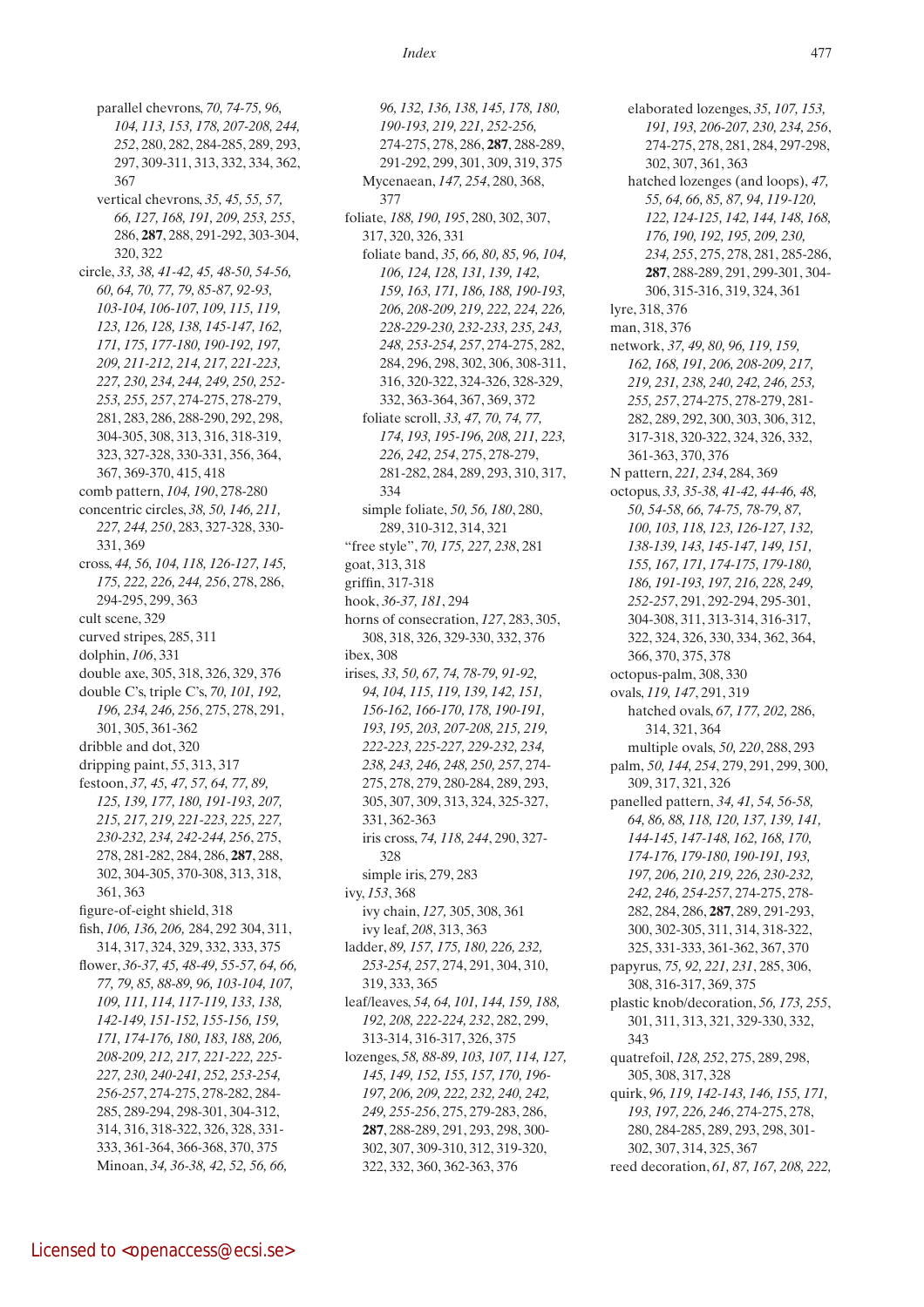parallel chevrons, *70, 74-75, 96, 104, 113, 153, 178, 207-208, 244, 252*, 280, 282, 284-285, 289, 293, 297, 309-311, 313, 332, 334, 362, 367

vertical chevrons, *35, 45, 55, 57, 66, 127, 168, 191, 209, 253, 255*, 286, **287**, 288, 291-292, 303-304, 320, 322

circle, *33, 38, 41-42, 45, 48-50, 54-56, 60, 64, 70, 77, 79, 85-87, 92-93, 103-104, 106-107, 109, 115, 119, 123, 126, 128, 138, 145-147, 162, 171, 175, 177-180, 190-192, 197, 209, 211-212, 214, 217, 221-223, 227, 230, 234, 244, 249, 250, 252-253, 255, 257*, 274-275, 278-279, 281, 283, 286, 288-290, 292, 298, 304-305, 308, 313, 316, 318-319, 323, 327-328, 330-331, 356, 364, 367, 369-370, 415, 418

comb pattern, *104, 190*, 278-280

concentric circles, *38, 50, 146, 211, 227, 244, 250*, 283, 327-328, 330-331, 369

cross, *44, 56, 104, 118, 126-127, 145, 175, 222, 226, 244, 256*, 278, 286, 294-295, 299, 363

cult scene, 329

curved stripes, 285, 311

dolphin, *106*, 331

double axe, 305, 318, 326, 329, 376

double C's, triple C's, *70, 101, 192, 196, 234, 246, 256*, 275, 278, 291, 301, 305, 361-362

dribble and dot, 320

dripping paint, *55*, 313, 317

festoon, *37, 45, 47, 57, 64, 77, 89, 125, 139, 177, 180, 191-193, 207, 215, 217, 219, 221-223, 225, 227, 230-232, 234, 242-244, 256*, 275, 278, 281-282, 284, 286, **287**, 288, 302, 304-305, 370-308, 313, 318, 361, 363

figure-of-eight shield, 318

fish, *106, 136, 206,* 284, 292 304, 311, 314, 317, 324, 329, 332, 333, 375

flower, *36-37, 45, 48-49, 55-57, 64, 66, 77, 79, 85, 88-89, 96, 103-104, 107, 109, 111, 114, 117-119, 133, 138, 142-149, 151-152, 155-156, 159, 171, 174-176, 180, 183, 188, 206, 208-209, 212, 217, 221-222, 225-227, 230, 240-241, 252, 253-254, 256-257*, 274-275, 278-282, 284-285, 289-294, 298-301, 304-312, 314, 316, 318-322, 326, 328, 331-333, 361-364, 366-368, 370, 375

Minoan, *34, 36-38, 42, 52, 56, 66, 96, 132, 136, 138, 145, 178, 180, 190-193, 219, 221, 252-256*, 274-275, 278, 286, **287**, 288-289, 291-292, 299, 301, 309, 319, 375

Mycenaean, *147, 254*, 280, 368, 377

foliate, *188, 190, 195*, 280, 302, 307, 317, 320, 326, 331

foliate band, *35, 66, 80, 85, 96, 104, 106, 124, 128, 131, 139, 142, 159, 163, 171, 186, 188, 190-193, 206, 208-209, 219, 222, 224, 226, 228-229-230, 232-233, 235, 243, 248, 253-254, 257*, 274-275, 282, 284, 296, 298, 302, 306, 308-311, 316, 320-322, 324-326, 328-329, 332, 363-364, 367, 369, 372

foliate scroll, *33, 47, 70, 74, 77, 174, 193, 195-196, 208, 211, 223, 226, 242, 254*, 275, 278-279, 281-282, 284, 289, 293, 310, 317, 334

simple foliate, *50, 56, 180*, 280, 289, 310-312, 314, 321

"free style", *70, 175, 227, 238*, 281

goat, 313, 318

griffin, 317-318

hook, *36-37, 181*, 294

horns of consecration, *127*, 283, 305, 308, 318, 326, 329-330, 332, 376

ibex, 308

irises, *33, 50, 67, 74, 78-79, 91-92, 94, 104, 115, 119, 139, 142, 151, 156-162, 166-170, 178, 190-191, 193, 195, 203, 207-208, 215, 219, 222-223, 225-227, 229-232, 234, 238, 243, 246, 248, 250, 257*, 274-275, 278, 279, 280-284, 289, 293, 305, 307, 309, 313, 324, 325-327, 331, 362-363

iris cross, *74, 118, 244*, 290, 327-328

simple iris, 279, 283

ivy, *153*, 368

ivy chain, *127*, 305, 308, 361

ivy leaf, *208*, 313, 363

ladder, *89, 157, 175, 180, 226, 232, 253-254, 257*, 274, 291, 304, 310, 319, 333, 365

leaf/leaves, *54, 64, 101, 144, 159, 188, 192, 208, 222-224, 232*, 282, 299, 313-314, 316-317, 326, 375

lozenges, *58, 88-89, 103, 107, 114, 127, 145, 149, 152, 155, 157, 170, 196-197, 206, 209, 222, 232, 240, 242, 249, 255-256*, 275, 279-283, 286, **287**, 288-289, 291, 293, 298, 300-302, 307, 309-310, 312, 319-320, 322, 332, 360, 362-363, 376

elaborated lozenges, *35, 107, 153, 191, 193, 206-207, 230, 234, 256*, 274-275, 278, 281, 284, 297-298, 302, 307, 361, 363

hatched lozenges (and loops), *47, 55, 64, 66, 85, 87, 94, 119-120, 122, 124-125, 142, 144, 148, 168, 176, 190, 192, 195, 209, 230, 234, 255*, 275, 278, 281, 285-286, **287**, 288-289, 291, 299-301, 304-306, 315-316, 319, 324, 361

lyre, 318, 376

man, 318, 376

network, *37, 49, 80, 96, 119, 159, 162, 168, 191, 206, 208-209, 217, 219, 231, 238, 240, 242, 246, 253, 255, 257*, 274-275, 278-279, 281-282, 289, 292, 300, 303, 306, 312, 317-318, 320-322, 324, 326, 332, 361-363, 370, 376

N pattern, *221, 234*, 284, 369

octopus, *33, 35-38, 41-42, 44-46, 48, 50, 54-58, 66, 74-75, 78-79, 87, 100, 103, 118, 123, 126-127, 132, 138-139, 143, 145-147, 149, 151, 155, 167, 171, 174-175, 179-180, 186, 191-193, 197, 216, 228, 249, 252-257*, 291, 292-294, 295-301, 304-308, 311, 313-314, 316-317, 322, 324, 326, 330, 334, 362, 364, 366, 370, 375, 378

octopus-palm, 308, 330

ovals, *119, 147*, 291, 319

hatched ovals, *67, 177, 202,* 286, 314, 321, 364

multiple ovals, *50, 220*, 288, 293

palm, *50, 144, 254*, 279, 291, 299, 300, 309, 317, 321, 326

panelled pattern, *34, 41, 54, 56-58, 64, 86, 88, 118, 120, 137, 139, 141, 144-145, 147-148, 162, 168, 170, 174-176, 179-180, 190-191, 193, 197, 206, 210, 219, 226, 230-232, 242, 246, 254-257*, 274-275, 278-282, 284, 286, **287**, 289, 291-293, 300, 302-305, 311, 314, 318-322, 325, 331-333, 361-362, 367, 370

papyrus, *75, 92, 221, 231*, 285, 306, 308, 316-317, 369, 375

plastic knob/decoration, *56, 173, 255*, 301, 311, 313, 321, 329-330, 332, 343

quatrefoil, *128, 252*, 275, 289, 298, 305, 308, 317, 328

quirk, *96, 119, 142-143, 146, 155, 171, 193, 197, 226, 246*, 274-275, 278, 280, 284-285, 289, 293, 298, 301-302, 307, 314, 325, 367

reed decoration, *61, 87, 167, 208, 222,*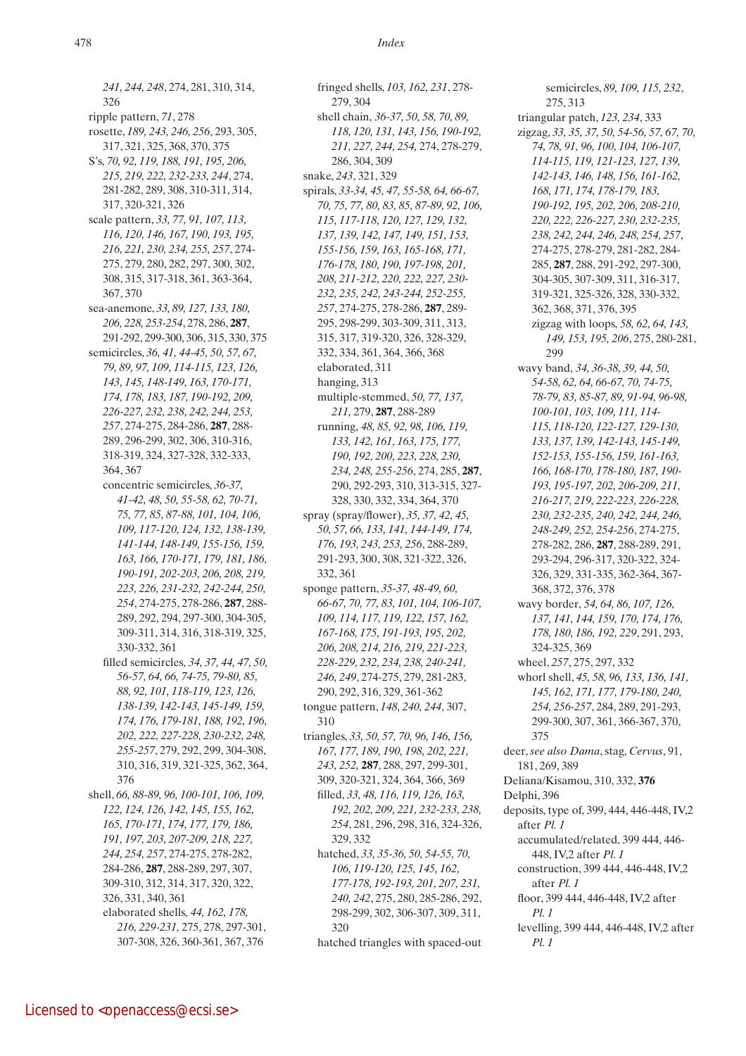*241, 244, 248*, 274, 281, 310, 314, 326
ripple pattern, *71*, 278
rosette, *189, 243, 246, 256*, 293, 305, 317, 321, 325, 368, 370, 375
S's, *70, 92, 119, 188, 191, 195, 206, 215, 219, 222, 232-233, 244*, 274, 281-282, 289, 308, 310-311, 314, 317, 320-321, 326
scale pattern, *33, 77, 91, 107, 113, 116, 120, 146, 167, 190, 193, 195, 216, 221, 230, 234, 255, 257*, 274-275, 279, 280, 282, 297, 300, 302, 308, 315, 317-318, 361, 363-364, 367, 370
sea-anemone, *33, 89, 127, 133, 180, 206, 228, 253-254*, 278, 286, **287**, 291-292, 299-300, 306, 315, 330, 375
semicircles, *36, 41, 44-45, 50, 57, 67, 79, 89, 97, 109, 114-115, 123, 126, 143, 145, 148-149, 163, 170-171, 174, 178, 183, 187, 190-192, 209, 226-227, 232, 238, 242, 244, 253, 257*, 274-275, 284-286, **287**, 288-289, 296-299, 302, 306, 310-316, 318-319, 324, 327-328, 332-333, 364, 367
concentric semicircles, *36-37, 41-42, 48, 50, 55-58, 62, 70-71, 75, 77, 85, 87-88, 101, 104, 106, 109, 117-120, 124, 132, 138-139, 141-144, 148-149, 155-156, 159, 163, 166, 170-171, 179, 181, 186, 190-191, 202-203, 206, 208, 219, 223, 226, 231-232, 242-244, 250, 254*, 274-275, 278-286, **287**, 288-289, 292, 294, 297-300, 304-305, 309-311, 314, 316, 318-319, 325, 330-332, 361
filled semicircles, *34, 37, 44, 47, 50, 56-57, 64, 66, 74-75, 79-80, 85, 88, 92, 101, 118-119, 123, 126, 138-139, 142-143, 145-149, 159, 174, 176, 179-181, 188, 192, 196, 202, 222, 227-228, 230-232, 248, 255-257*, 279, 292, 299, 304-308, 310, 316, 319, 321-325, 362, 364, 376
shell, *66, 88-89, 96, 100-101, 106, 109, 122, 124, 126, 142, 145, 155, 162, 165, 170-171, 174, 177, 179, 186, 191, 197, 203, 207-209, 218, 227, 244, 254, 257*, 274-275, 278-282, 284-286, **287**, 288-289, 297, 307, 309-310, 312, 314, 317, 320, 322, 326, 331, 340, 361
elaborated shells, *44, 162, 178, 216, 229-231*, 275, 278, 297-301, 307-308, 326, 360-361, 367, 376
fringed shells, *103, 162, 231*, 278-279, 304
shell chain, *36-37, 50, 58, 70, 89, 118, 120, 131, 143, 156, 190-192, 211, 227, 244, 254*, 274, 278-279, 286, 304, 309
snake, *243*, 321, 329
spirals, *33-34, 45, 47, 55-58, 64, 66-67, 70, 75, 77, 80, 83, 85, 87-89, 92, 106, 115, 117-118, 120, 127, 129, 132, 137, 139, 142, 147, 149, 151, 153, 155-156, 159, 163, 165-168, 171, 176-178, 180, 190, 197-198, 201, 208, 211-212, 220, 222, 227, 230-232, 235, 242, 243-244, 252-255, 257*, 274-275, 278-286, **287**, 289-295, 298-299, 303-309, 311, 313, 315, 317, 319-320, 326, 328-329, 332, 334, 361, 364, 366, 368
elaborated, 311
hanging, 313
multiple-stemmed, *50, 77, 137, 211*, 279, **287**, 288-289
running, *48, 85, 92, 98, 106, 119, 133, 142, 161, 163, 175, 177, 190, 192, 200, 223, 228, 230, 234, 248, 255-256*, 274, 285, **287**, 290, 292-293, 310, 313-315, 327-328, 330, 332, 334, 364, 370
spray (spray/flower), *35, 37, 42, 45, 50, 57, 66, 133, 141, 144-149, 174, 176, 193, 243, 253, 256*, 288-289, 291-293, 300, 308, 321-322, 326, 332, 361
sponge pattern, *35-37, 48-49, 60, 66-67, 70, 77, 83, 101, 104, 106-107, 109, 114, 117, 119, 122, 157, 162, 167-168, 175, 191-193, 195, 202, 206, 208, 214, 216, 219, 221-223, 228-229, 232, 234, 238, 240-241, 246, 249*, 274-275, 279, 281-283, 290, 292, 316, 329, 361-362
tongue pattern, *148, 240, 244*, 307, 310
triangles, *33, 50, 57, 70, 96, 146, 156, 167, 177, 189, 190, 198, 202, 221, 243, 252*, **287**, 288, 297, 299-301, 309, 320-321, 324, 364, 366, 369
filled, *33, 48, 116, 119, 126, 163, 192, 202, 209, 221, 232-233, 238, 254*, 281, 296, 298, 316, 324-326, 329, 332
hatched, *33, 35-36, 50, 54-55, 70, 106, 119-120, 125, 145, 162, 177-178, 192-193, 201, 207, 231, 240, 242*, 275, 280, 285-286, 292, 298-299, 302, 306-307, 309, 311, 320
hatched triangles with spaced-out semicircles, *89, 109, 115, 232*, 275, 313
triangular patch, *123, 234*, 333
zigzag, *33, 35, 37, 50, 54-56, 57, 67, 70, 74, 78, 91, 96, 100, 104, 106-107, 114-115, 119, 121-123, 127, 139, 142-143, 146, 148, 156, 161-162, 168, 171, 174, 178-179, 183, 190-192, 195, 202, 206, 208-210, 220, 222, 226-227, 230, 232-235, 238, 242, 244, 246, 248, 254, 257*, 274-275, 278-279, 281-282, 284-285, **287**, 288, 291-292, 297-300, 304-305, 307-309, 311, 316-317, 319-321, 325-326, 328, 330-332, 362, 368, 371, 376, 395
zigzag with loops, *58, 62, 64, 143, 149, 153, 195, 206*, 275, 280-281, 299
wavy band, *34, 36-38, 39, 44, 50, 54-58, 62, 64, 66-67, 70, 74-75, 78-79, 83, 85-87, 89, 91-94, 96-98, 100-101, 103, 109, 111, 114-115, 118-120, 122-127, 129-130, 133, 137, 139, 142-143, 145-149, 152-153, 155-156, 159, 161-163, 166, 168-170, 178-180, 187, 190-193, 195-197, 202, 206-209, 211, 216-217, 219, 222-223, 226-228, 230, 232-235, 240, 242, 244, 246, 248-249, 252, 254-256*, 274-275, 278-282, 286, **287**, 288-289, 291, 293-294, 296-317, 320-322, 324-326, 329, 331-335, 362-364, 367-368, 372, 376, 378
wavy border, *54, 64, 86, 107, 126, 137, 141, 144, 159, 170, 174, 176, 178, 180, 186, 192, 229*, 291, 293, 324-325, 369
wheel, *257*, 275, 297, 332
whorl shell, *45, 58, 96, 133, 136, 141, 145, 162, 171, 177, 179-180, 240, 254, 256-257*, 284, 289, 291-293, 299-300, 307, 361, 366-367, 370, 375

deer, *see also Dama*, stag, *Cervus*, 91, 181, 269, 389
Deliana/Kisamou, 310, 332, **376**
Delphi, 396
deposits, type of, 399, 444, 446-448, IV,2 after *Pl. 1*
accumulated/related, 399 444, 446-448, IV,2 after *Pl. 1*
construction, 399 444, 446-448, IV,2 after *Pl. 1*
floor, 399 444, 446-448, IV,2 after *Pl. 1*
levelling, 399 444, 446-448, IV,2 after *Pl. 1*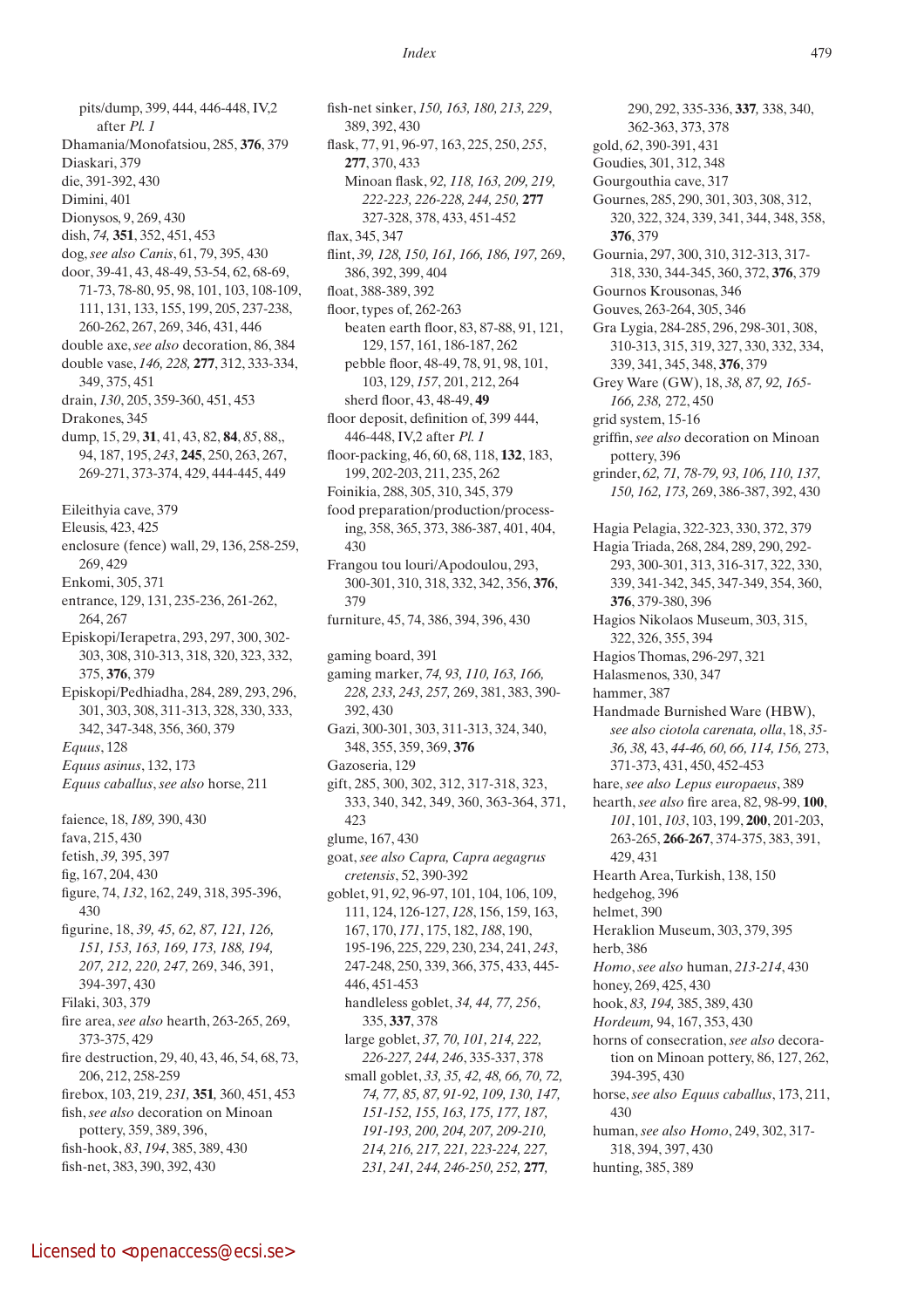pits/dump, 399, 444, 446-448, IV,2 after *Pl. 1*
Dhamania/Monofatsiou, 285, **376**, 379
Diaskari, 379
die, 391-392, 430
Dimini, 401
Dionysos, 9, 269, 430
dish, *74,* **351**, 352, 451, 453
dog, *see also Canis*, 61, 79, 395, 430
door, 39-41, 43, 48-49, 53-54, 62, 68-69, 71-73, 78-80, 95, 98, 101, 103, 108-109, 111, 131, 133, 155, 199, 205, 237-238, 260-262, 267, 269, 346, 431, 446
double axe, *see also* decoration, 86, 384
double vase, *146, 228,* **277**, 312, 333-334, 349, 375, 451
drain, *130*, 205, 359-360, 451, 453
Drakones, 345
dump, 15, 29, **31**, 41, 43, 82, **84**, *85*, 88,, 94, 187, 195, *243*, **245**, 250, 263, 267, 269-271, 373-374, 429, 444-445, 449

Eileithyia cave, 379
Eleusis, 423, 425
enclosure (fence) wall, 29, 136, 258-259, 269, 429
Enkomi, 305, 371
entrance, 129, 131, 235-236, 261-262, 264, 267
Episkopi/Ierapetra, 293, 297, 300, 302-303, 308, 310-313, 318, 320, 323, 332, 375, **376**, 379
Episkopi/Pedhiadha, 284, 289, 293, 296, 301, 303, 308, 311-313, 328, 330, 333, 342, 347-348, 356, 360, 379
*Equus*, 128
*Equus asinus*, 132, 173
*Equus caballus*, *see also* horse, 211

faience, 18, *189,* 390, 430
fava, 215, 430
fetish, *39,* 395, 397
fig, 167, 204, 430
figure, 74, *132*, 162, 249, 318, 395-396, 430
figurine, 18, *39, 45, 62, 87, 121, 126, 151, 153, 163, 169, 173, 188, 194, 207, 212, 220, 247,* 269, 346, 391, 394-397, 430
Filaki, 303, 379
fire area, *see also* hearth, 263-265, 269, 373-375, 429
fire destruction, 29, 40, 43, 46, 54, 68, 73, 206, 212, 258-259
firebox, 103, 219, *231,* **351**, 360, 451, 453
fish, *see also* decoration on Minoan pottery, 359, 389, 396,
fish-hook, *83*, *194*, 385, 389, 430
fish-net, 383, 390, 392, 430
fish-net sinker, *150, 163, 180, 213, 229*, 389, 392, 430
flask, 77, 91, 96-97, 163, 225, 250, *255*, **277**, 370, 433
Minoan flask, *92, 118, 163, 209, 219, 222-223, 226-228, 244, 250,* **277** 327-328, 378, 433, 451-452
flax, 345, 347
flint, *39, 128, 150, 161, 166, 186, 197,* 269, 386, 392, 399, 404
float, 388-389, 392
floor, types of, 262-263
beaten earth floor, 83, 87-88, 91, 121, 129, 157, 161, 186-187, 262
pebble floor, 48-49, 78, 91, 98, 101, 103, 129, *157*, 201, 212, 264
sherd floor, 43, 48-49, **49**
floor deposit, definition of, 399 444, 446-448, IV,2 after *Pl. 1*
floor-packing, 46, 60, 68, 118, **132**, 183, 199, 202-203, 211, 235, 262
Foinikia, 288, 305, 310, 345, 379
food preparation/production/processing, 358, 365, 373, 386-387, 401, 404, 430
Frangou tou louri/Apodoulou, 293, 300-301, 310, 318, 332, 342, 356, **376**, 379
furniture, 45, 74, 386, 394, 396, 430

gaming board, 391
gaming marker, *74, 93, 110, 163, 166, 228, 233, 243, 257,* 269, 381, 383, 390-392, 430
Gazi, 300-301, 303, 311-313, 324, 340, 348, 355, 359, 369, **376**
Gazoseria, 129
gift, 285, 300, 302, 312, 317-318, 323, 333, 340, 342, 349, 360, 363-364, 371, 423
glume, 167, 430
goat, *see also Capra, Capra aegagrus cretensis*, 52, 390-392
goblet, 91, *92*, 96-97, 101, 104, 106, 109, 111, 124, 126-127, *128*, 156, 159, 163, 167, 170, *171*, 175, 182, *188*, 190, 195-196, 225, 229, 230, 234, 241, *243*, 247-248, 250, 339, 366, 375, 433, 445-446, 451-453
handleless goblet, *34, 44, 77, 256*, 335, **337**, 378
large goblet, *37, 70, 101, 214, 222, 226-227, 244, 246*, 335-337, 378
small goblet, *33, 35, 42, 48, 66, 70, 72, 74, 77, 85, 87, 91-92, 109, 130, 147, 151-152, 155, 163, 175, 177, 187, 191-193, 200, 204, 207, 209-210, 214, 216, 217, 221, 223-224, 227, 231, 241, 244, 246-250, 252,* **277**, 290, 292, 335-336, **337**, 338, 340, 362-363, 373, 378
gold, *62*, 390-391, 431
Goudies, 301, 312, 348
Gourgouthia cave, 317
Gournes, 285, 290, 301, 303, 308, 312, 320, 322, 324, 339, 341, 344, 348, 358, **376**, 379
Gournia, 297, 300, 310, 312-313, 317-318, 330, 344-345, 360, 372, **376**, 379
Gournos Krousonas, 346
Gouves, 263-264, 305, 346
Gra Lygia, 284-285, 296, 298-301, 308, 310-313, 315, 319, 327, 330, 332, 334, 339, 341, 345, 348, **376**, 379
Grey Ware (GW), 18, *38, 87, 92, 165-166, 238,* 272, 450
grid system, 15-16
griffin, *see also* decoration on Minoan pottery, 396
grinder, *62, 71, 78-79, 93, 106, 110, 137, 150, 162, 173,* 269, 386-387, 392, 430

Hagia Pelagia, 322-323, 330, 372, 379
Hagia Triada, 268, 284, 289, 290, 292-293, 300-301, 313, 316-317, 322, 330, 339, 341-342, 345, 347-349, 354, 360, **376**, 379-380, 396
Hagios Nikolaos Museum, 303, 315, 322, 326, 355, 394
Hagios Thomas, 296-297, 321
Halasmenos, 330, 347
hammer, 387
Handmade Burnished Ware (HBW), *see also ciotola carenata, olla*, 18, *35-36, 38,* 43, *44-46, 60, 66, 114, 156,* 273, 371-373, 431, 450, 452-453
hare, *see also Lepus europaeus*, 389
hearth, *see also* fire area, 82, 98-99, **100**, *101*, 101, *103*, 103, 199, **200**, 201-203, 263-265, **266-267**, 374-375, 383, 391, 429, 431
Hearth Area, Turkish, 138, 150
hedgehog, 396
helmet, 390
Heraklion Museum, 303, 379, 395
herb, 386
*Homo*, *see also* human, *213-214*, 430
honey, 269, 425, 430
hook, *83, 194,* 385, 389, 430
*Hordeum,* 94, 167, 353, 430
horns of consecration, *see also* decoration on Minoan pottery, 86, 127, 262, 394-395, 430
horse, *see also Equus caballus*, 173, 211, 430
human, *see also Homo*, 249, 302, 317-318, 394, 397, 430
hunting, 385, 389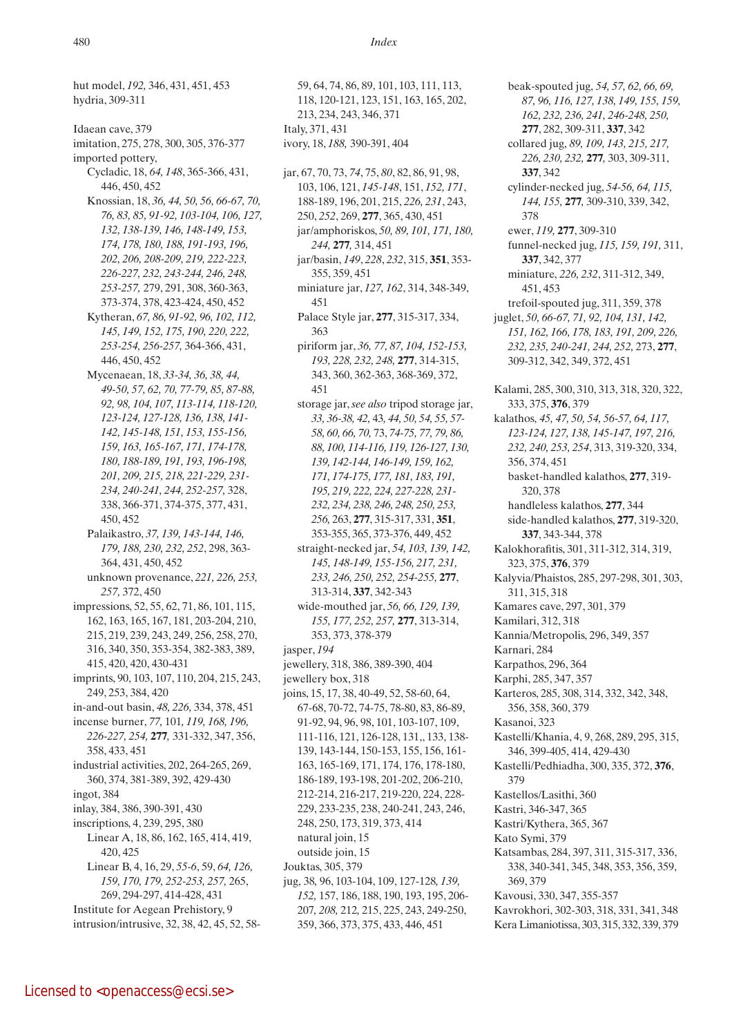hut model, *192*, 346, 431, 451, 453
hydria, 309-311

Idaean cave, 379
imitation, 275, 278, 300, 305, 376-377
imported pottery,
    Cycladic, 18, *64, 148*, 365-366, 431, 446, 450, 452
    Knossian, 18, *36, 44, 50, 56, 66-67, 70, 76, 83, 85, 91-92, 103-104, 106, 127, 132, 138-139, 146, 148-149, 153, 174, 178, 180, 188, 191-193, 196, 202, 206, 208-209, 219, 222-223, 226-227, 232, 243-244, 246, 248, 253-257,* 279, 291, 308, 360-363, 373-374, 378, 423-424, 450, 452
    Kytheran, *67, 86, 91-92, 96, 102, 112, 145, 149, 152, 175, 190, 220, 222, 253-254, 256-257,* 364-366, 431, 446, 450, 452
    Mycenaean, 18, *33-34, 36, 38, 44, 49-50, 57, 62, 70, 77-79, 85, 87-88, 92, 98, 104, 107, 113-114, 118-120, 123-124, 127-128, 136, 138, 141-142, 145-148, 151, 153, 155-156, 159, 163, 165-167, 171, 174-178, 180, 188-189, 191, 193, 196-198, 201, 209, 215, 218, 221-229, 231-234, 240-241, 244, 252-257,* 328, 338, 366-371, 374-375, 377, 431, 450, 452
    Palaikastro, *37, 139, 143-144, 146, 179, 188, 230, 232, 252*, 298, 363-364, 431, 450, 452
    unknown provenance, *221, 226, 253, 257,* 372, 450
impressions, 52, 55, 62, 71, 86, 101, 115, 162, 163, 165, 167, 181, 203-204, 210, 215, 219, 239, 243, 249, 256, 258, 270, 316, 340, 350, 353-354, 382-383, 389, 415, 420, 420, 430-431
imprints, 90, 103, 107, 110, 204, 215, 243, 249, 253, 384, 420
in-and-out basin, *48, 226,* 334, 378, 451
incense burner, *77,* 101, *119, 168, 196, 226-227, 254,* **277**, 331-332, 347, 356, 358, 433, 451
industrial activities, 202, 264-265, 269, 360, 374, 381-389, 392, 429-430
ingot, 384
inlay, 384, 386, 390-391, 430
inscriptions, 4, 239, 295, 380
    Linear A, 18, 86, 162, 165, 414, 419, 420, 425
    Linear B, 4, 16, 29, *55-6*, 59, *64, 126, 159, 170, 179, 252-253, 257,* 265, 269, 294-297, 414-428, 431
Institute for Aegean Prehistory, 9
intrusion/intrusive, 32, 38, 42, 45, 52, 58-59, 64, 74, 86, 89, 101, 103, 111, 113, 118, 120-121, 123, 151, 163, 165, 202, 213, 234, 243, 346, 371
Italy, 371, 431
ivory, 18, *188,* 390-391, 404

jar, 67, 70, 73, *74*, 75, *80*, 82, 86, 91, 98, 103, 106, 121, *145-148*, 151, *152, 171*, 188-189, 196, 201, 215, *226, 231*, 243, 250, *252*, 269, **277**, 365, 430, 451
    jar/amphoriskos, *50, 89, 101, 171, 180, 244,* **277**, 314, 451
    jar/basin, *149*, *228*, *232*, 315, **351**, 353-355, 359, 451
    miniature jar, *127, 162*, 314, 348-349, 451
    Palace Style jar, **277**, 315-317, 334, 363
    piriform jar, *36, 77, 87, 104, 152-153, 193, 228, 232, 248,* **277**, 314-315, 343, 360, 362-363, 368-369, 372, 451
    storage jar, *see also* tripod storage jar, *33, 36-38, 42,* 43, *44, 50, 54, 55, 57-58, 60, 66, 70,* 73, *74-75, 77, 79, 86, 88, 100, 114-116, 119, 126-127, 130, 139, 142-144, 146-149, 159, 162, 171, 174-175, 177, 181, 183, 191, 195, 219, 222, 224, 227-228, 231-232, 234, 238, 246, 248, 250, 253, 256,* 263, **277**, 315-317, 331, **351**, 353-355, 365, 373-376, 449, 452
    straight-necked jar, *54, 103, 139, 142, 145, 148-149, 155-156, 217, 231, 233, 246, 250, 252, 254-255,* **277**, 313-314, **337**, 342-343
    wide-mouthed jar, *56, 66, 129, 139, 155, 177, 252, 257,* **277**, 313-314, 353, 373, 378-379
jasper, *194*
jewellery, 318, 386, 389-390, 404
jewellery box, 318
joins, 15, 17, 38, 40-49, 52, 58-60, 64, 67-68, 70-72, 74-75, 78-80, 83, 86-89, 91-92, 94, 96, 98, 101, 103-107, 109, 111-116, 121, 126-128, 131,, 133, 138-139, 143-144, 150-153, 155, 156, 161-163, 165-169, 171, 174, 176, 178-180, 186-189, 193-198, 201-202, 206-210, 212-214, 216-217, 219-220, 224, 228-229, 233-235, 238, 240-241, 243, 246, 248, 250, 173, 319, 373, 414
    natural join, 15
    outside join, 15
Jouktas, 305, 379
jug, 38, 96, 103-104, 109, 127-128, *139, 152,* 157, 186, 188, 190, 193, 195, 206-207, *208,* 212, 215, 225, 243, 249-250, 359, 366, 373, 375, 433, 446, 451
    beak-spouted jug, *54, 57, 62, 66, 69, 87, 96, 116, 127, 138, 149, 155, 159, 162, 232, 236, 241, 246-248, 250,* **277**, 282, 309-311, **337**, 342
    collared jug, *89, 109, 143, 215, 217, 226, 230, 232,* **277**, 303, 309-311, **337**, 342
    cylinder-necked jug, *54-56, 64, 115, 144, 155,* **277**, 309-310, 339, 342, 378
    ewer, *119,* **277**, 309-310
    funnel-necked jug, *115, 159, 191,* 311, **337**, 342, 377
    miniature, *226, 232*, 311-312, 349, 451, 453
    trefoil-spouted jug, 311, 359, 378
juglet, *50, 66-67, 71, 92, 104, 131, 142, 151, 162, 166, 178, 183, 191, 209, 226, 232, 235, 240-241, 244, 252,* 273, **277**, 309-312, 342, 349, 372, 451

Kalami, 285, 300, 310, 313, 318, 320, 322, 333, 375, **376**, 379
kalathos, *45, 47, 50, 54, 56-57, 64, 117, 123-124, 127, 138, 145-147, 197, 216, 232, 240, 253, 254*, 313, 319-320, 334, 356, 374, 451
    basket-handled kalathos, **277**, 319-320, 378
    handleless kalathos, **277**, 344
    side-handled kalathos, **277**, 319-320, **337**, 343-344, 378
Kalokhorafitis, 301, 311-312, 314, 319, 323, 375, **376**, 379
Kalyvia/Phaistos, 285, 297-298, 301, 303, 311, 315, 318
Kamares cave, 297, 301, 379
Kamilari, 312, 318
Kannia/Metropolis, 296, 349, 357
Karnari, 284
Karpathos, 296, 364
Karphi, 285, 347, 357
Karteros, 285, 308, 314, 332, 342, 348, 356, 358, 360, 379
Kasanoi, 323
Kastelli/Khania, 4, 9, 268, 289, 295, 315, 346, 399-405, 414, 429-430
Kastelli/Pedhiadha, 300, 335, 372, **376**, 379
Kastellos/Lasithi, 360
Kastri, 346-347, 365
Kastri/Kythera, 365, 367
Kato Symi, 379
Katsambas, 284, 397, 311, 315-317, 336, 338, 340-341, 345, 348, 353, 356, 359, 369, 379
Kavousi, 330, 347, 355-357
Kavrokhori, 302-303, 318, 331, 341, 348
Kera Limaniotissa, 303, 315, 332, 339, 379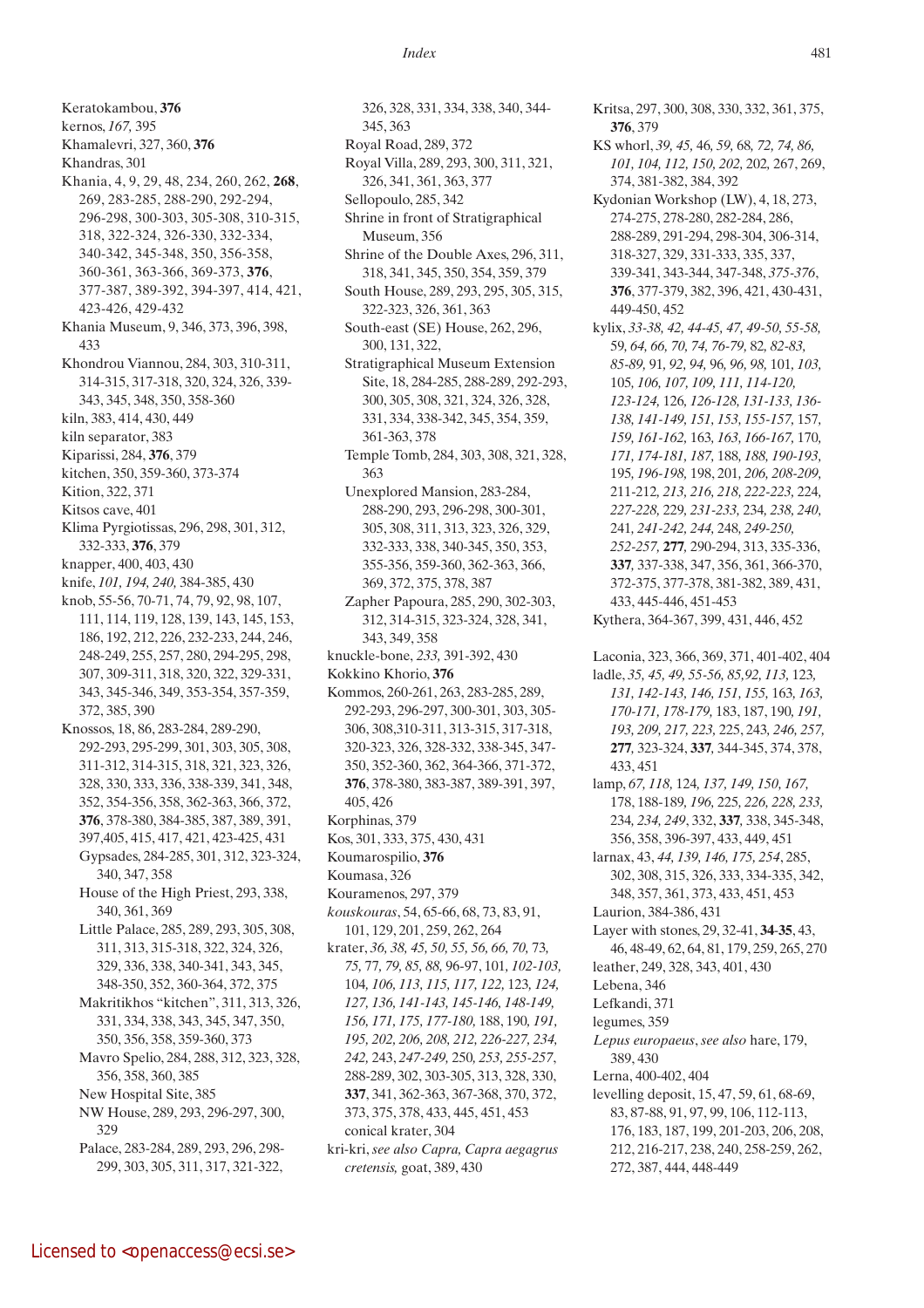Keratokambou, **376**
kernos, *167,* 395
Khamalevri, 327, 360, **376**
Khandras, 301
Khania, 4, 9, 29, 48, 234, 260, 262, **268**, 269, 283-285, 288-290, 292-294, 296-298, 300-303, 305-308, 310-315, 318, 322-324, 326-330, 332-334, 340-342, 345-348, 350, 356-358, 360-361, 363-366, 369-373, **376**, 377-387, 389-392, 394-397, 414, 421, 423-426, 429-432
Khania Museum, 9, 346, 373, 396, 398, 433
Khondrou Viannou, 284, 303, 310-311, 314-315, 317-318, 320, 324, 326, 339-343, 345, 348, 350, 358-360
kiln, 383, 414, 430, 449
kiln separator, 383
Kiparissi, 284, **376**, 379
kitchen, 350, 359-360, 373-374
Kition, 322, 371
Kitsos cave, 401
Klima Pyrgiotissas, 296, 298, 301, 312, 332-333, **376**, 379
knapper, 400, 403, 430
knife, *101, 194, 240,* 384-385, 430
knob, 55-56, 70-71, 74, 79, 92, 98, 107, 111, 114, 119, 128, 139, 143, 145, 153, 186, 192, 212, 226, 232-233, 244, 246, 248-249, 255, 257, 280, 294-295, 298, 307, 309-311, 318, 320, 322, 329-331, 343, 345-346, 349, 353-354, 357-359, 372, 385, 390
Knossos, 18, 86, 283-284, 289-290, 292-293, 295-299, 301, 303, 305, 308, 311-312, 314-315, 318, 321, 323, 326, 328, 330, 333, 336, 338-339, 341, 348, 352, 354-356, 358, 362-363, 366, 372, **376**, 378-380, 384-385, 387, 389, 391, 397,405, 415, 417, 421, 423-425, 431
- Gypsades, 284-285, 301, 312, 323-324, 340, 347, 358
- House of the High Priest, 293, 338, 340, 361, 369
- Little Palace, 285, 289, 293, 305, 308, 311, 313, 315-318, 322, 324, 326, 329, 336, 338, 340-341, 343, 345, 348-350, 352, 360-364, 372, 375
- Makritikhos "kitchen", 311, 313, 326, 331, 334, 338, 343, 345, 347, 350, 350, 356, 358, 359-360, 373
- Mavro Spelio, 284, 288, 312, 323, 328, 356, 358, 360, 385
- New Hospital Site, 385
- NW House, 289, 293, 296-297, 300, 329
- Palace, 283-284, 289, 293, 296, 298-299, 303, 305, 311, 317, 321-322, 326, 328, 331, 334, 338, 340, 344-345, 363
- Royal Road, 289, 372
- Royal Villa, 289, 293, 300, 311, 321, 326, 341, 361, 363, 377
- Sellopoulo, 285, 342
- Shrine in front of Stratigraphical Museum, 356
- Shrine of the Double Axes, 296, 311, 318, 341, 345, 350, 354, 359, 379
- South House, 289, 293, 295, 305, 315, 322-323, 326, 361, 363
- South-east (SE) House, 262, 296, 300, 131, 322,
- Stratigraphical Museum Extension Site, 18, 284-285, 288-289, 292-293, 300, 305, 308, 321, 324, 326, 328, 331, 334, 338-342, 345, 354, 359, 361-363, 378
- Temple Tomb, 284, 303, 308, 321, 328, 363
- Unexplored Mansion, 283-284, 288-290, 293, 296-298, 300-301, 305, 308, 311, 313, 323, 326, 329, 332-333, 338, 340-345, 350, 353, 355-356, 359-360, 362-363, 366, 369, 372, 375, 378, 387
- Zapher Papoura, 285, 290, 302-303, 312, 314-315, 323-324, 328, 341, 343, 349, 358

knuckle-bone, *233,* 391-392, 430
Kokkino Khorio, **376**
Kommos, 260-261, 263, 283-285, 289, 292-293, 296-297, 300-301, 303, 305-306, 308,310-311, 313-315, 317-318, 320-323, 326, 328-332, 338-345, 347-350, 352-360, 362, 364-366, 371-372, **376**, 378-380, 383-387, 389-391, 397, 405, 426
Korphinas, 379
Kos, 301, 333, 375, 430, 431
Koumarospilio, **376**
Koumasa, 326
Kouramenos, 297, 379
*kouskouras*, 54, 65-66, 68, 73, 83, 91, 101, 129, 201, 259, 262, 264
krater, *36, 38, 45, 50, 55, 56, 66, 70,* 73, *75,* 77, *79, 85, 88,* 96-97, 101, *102-103,* 104, *106, 113, 115, 117, 122,* 123, *124, 127, 136, 141-143, 145-146, 148-149, 156, 171, 175, 177-180,* 188, 190, *191, 195, 202, 206, 208, 212, 226-227, 234, 242,* 243, *247-249,* 250, *253, 255-257,* 288-289, 302, 303-305, 313, 328, 330, **337**, 341, 362-363, 367-368, 370, 372, 373, 375, 378, 433, 445, 451, 453
- conical krater, 304

kri-kri, *see also Capra, Capra aegagrus cretensis,* goat, 389, 430
Kritsa, 297, 300, 308, 330, 332, 361, 375, **376**, 379
KS whorl, *39, 45,* 46, *59,* 68, *72, 74, 86, 101, 104, 112, 150, 202,* 202, 267, 269, 374, 381-382, 384, 392
Kydonian Workshop (LW), 4, 18, 273, 274-275, 278-280, 282-284, 286, 288-289, 291-294, 298-304, 306-314, 318-327, 329, 331-333, 335, 337, 339-341, 343-344, 347-348, *375-376,* **376**, 377-379, 382, 396, 421, 430-431, 449-450, 452
kylix, *33-38, 42, 44-45, 47, 49-50, 55-58,* 59, *64, 66, 70, 74, 76-79, 82, 82-83, 85-89,* 91, *92, 94,* 96, *96, 98,* 101, *103,* 105, *106, 107, 109, 111, 114-120, 123-124,* 126, *126-128, 131-133, 136-138, 141-149, 151, 153, 155-157,* 157, *159, 161-162,* 163, *163, 166-167,* 170, *171, 174-181, 187,* 188, *188, 190-193,* 195, *196-198,* 198, 201, *206, 208-209,* 211-212, *213, 216, 218, 222-223,* 224, *227-228,* 229, *231-233,* 234, *238, 240,* 241, *241-242, 244,* 248, *249-250, 252-257,* **277**, 290-294, 313, 335-336, **337**, 337-338, 347, 356, 361, 366-370, 372-375, 377-378, 381-382, 389, 431, 433, 445-446, 451-453
Kythera, 364-367, 399, 431, 446, 452

Laconia, 323, 366, 369, 371, 401-402, 404
ladle, *35, 45, 49, 55-56, 85,92, 113,* 123, *131, 142-143, 146, 151, 155,* 163, *163, 170-171, 178-179,* 183, 187, 190, *191, 193, 209, 217, 223,* 225, 243, *246, 257,* **277**, 323-324, **337**, 344-345, 374, 378, 433, 451
lamp, *67, 118,* 124, *137, 149, 150, 167,* 178, 188-189, *196, 225, 226, 228, 233,* 234, *234, 249,* 332, **337**, 338, 345-348, 356, 358, 396-397, 433, 449, 451
larnax, 43, *44, 139, 146, 175, 254,* 285, 302, 308, 315, 326, 333, 334-335, 342, 348, 357, 361, 373, 433, 451, 453
Laurion, 384-386, 431
Layer with stones, 29, 32-41, **34-35**, 43, 46, 48-49, 62, 64, 81, 179, 259, 265, 270
leather, 249, 328, 343, 401, 430
Lebena, 346
Lefkandi, 371
legumes, 359
*Lepus europaeus*, *see also* hare, 179, 389, 430
Lerna, 400-402, 404
levelling deposit, 15, 47, 59, 61, 68-69, 83, 87-88, 91, 97, 99, 106, 112-113, 176, 183, 187, 199, 201-203, 206, 208, 212, 216-217, 238, 240, 258-259, 262, 272, 387, 444, 448-449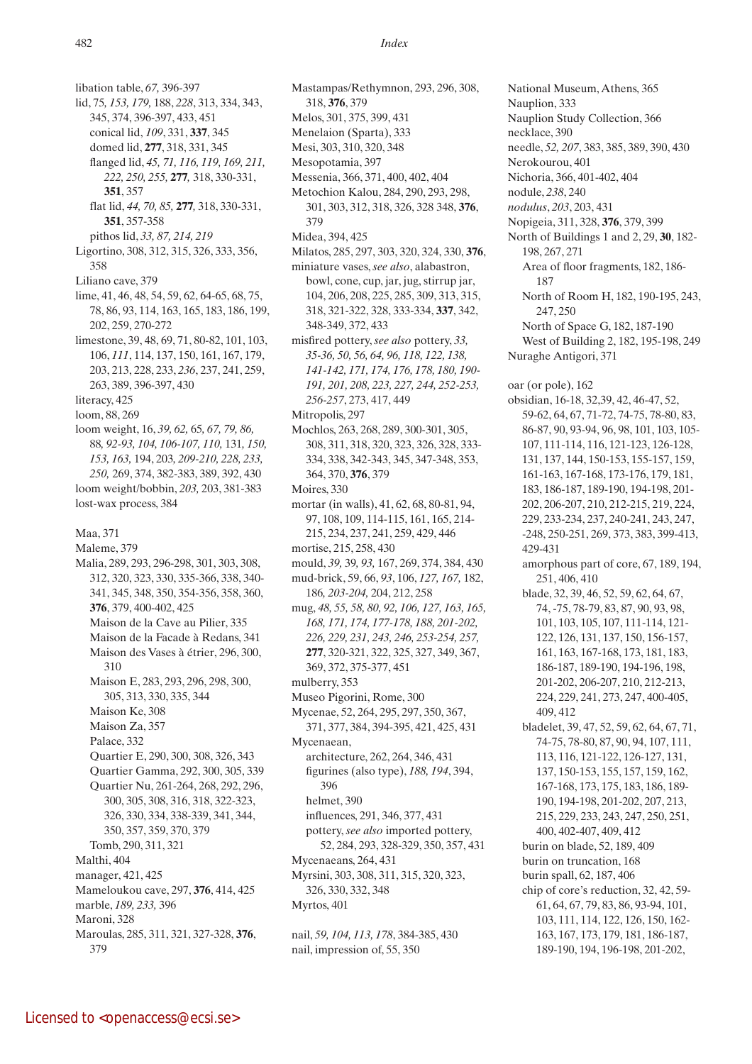libation table, *67,* 396-397
lid, 75, *153, 179,* 188, *228*, 313, 334, 343, 345, 374, 396-397, 433, 451
  conical lid, *109*, 331, **337**, 345
  domed lid, **277**, 318, 331, 345
  flanged lid, *45, 71, 116, 119, 169, 211, 222, 250, 255,* **277**, 318, 330-331, **351**, 357
  flat lid, *44, 70, 85,* **277**, 318, 330-331, **351**, 357-358
  pithos lid, *33, 87, 214, 219*
Ligortino, 308, 312, 315, 326, 333, 356, 358
Liliano cave, 379
lime, 41, 46, 48, 54, 59, 62, 64-65, 68, 75, 78, 86, 93, 114, 163, 165, 183, 186, 199, 202, 259, 270-272
limestone, 39, 48, 69, 71, 80-82, 101, 103, 106, *111*, 114, 137, 150, 161, 167, 179, 203, 213, 228, 233, *236*, 237, 241, 259, 263, 389, 396-397, 430
literacy, 425
loom, 88, 269
loom weight, 16, *39, 62,* 65, *67, 79, 86,* 88, *92-93, 104, 106-107, 110,* 131, *150, 153, 163,* 194, 203, *209-210, 228, 233, 250,* 269, 374, 382-383, 389, 392, 430
loom weight/bobbin, *203*, 203, 381-383
lost-wax process, 384

Maa, 371
Maleme, 379
Malia, 289, 293, 296-298, 301, 303, 308, 312, 320, 323, 330, 335-366, 338, 340-341, 345, 348, 350, 354-356, 358, 360, **376**, 379, 400-402, 425
  Maison de la Cave au Pilier, 335
  Maison de la Facade à Redans, 341
  Maison des Vases à étrier, 296, 300, 310
  Maison E, 283, 293, 296, 298, 300, 305, 313, 330, 335, 344
  Maison Ke, 308
  Maison Za, 357
  Palace, 332
  Quartier E, 290, 300, 308, 326, 343
  Quartier Gamma, 292, 300, 305, 339
  Quartier Nu, 261-264, 268, 292, 296, 300, 305, 308, 316, 318, 322-323, 326, 330, 334, 338-339, 341, 344, 350, 357, 359, 370, 379
  Tomb, 290, 311, 321
Malthi, 404
manager, 421, 425
Mameloukou cave, 297, **376**, 414, 425
marble, *189, 233,* 396
Maroni, 328
Maroulas, 285, 311, 321, 327-328, **376**, 379
Mastampas/Rethymnon, 293, 296, 308, 318, **376**, 379
Melos, 301, 375, 399, 431
Menelaion (Sparta), 333
Mesi, 303, 310, 320, 348
Mesopotamia, 397
Messenia, 366, 371, 400, 402, 404
Metochion Kalou, 284, 290, 293, 298, 301, 303, 312, 318, 326, 328 348, **376**, 379
Midea, 394, 425
Milatos, 285, 297, 303, 320, 324, 330, **376**,
miniature vases, *see also*, alabastron, bowl, cone, cup, jar, jug, stirrup jar, 104, 206, 208, 225, 285, 309, 313, 315, 318, 321-322, 328, 333-334, **337**, 342, 348-349, 372, 433
misfired pottery, *see also* pottery, *33, 35-36, 50, 56, 64, 96, 118, 122, 138, 141-142, 171, 174, 176, 178, 180, 190-191, 201, 208, 223, 227, 244, 252-253, 256-257,* 273, 417, 449
Mitropolis, 297
Mochlos, 263, 268, 289, 300-301, 305, 308, 311, 318, 320, 323, 326, 328, 333-334, 338, 342-343, 345, 347-348, 353, 364, 370, **376**, 379
Moires, 330
mortar (in walls), 41, 62, 68, 80-81, 94, 97, 108, 109, 114-115, 161, 165, 214-215, 234, 237, 241, 259, 429, 446
mortise, 215, 258, 430
mould, *39,* 39, *93,* 167, 269, 374, 384, 430
mud-brick, 59, 66, *93*, 106, *127, 167,* 182, 186, *203-204,* 204, 212, 258
mug, *48, 55, 58, 80, 92, 106, 127, 163, 165, 168, 171, 174, 177-178, 188, 201-202, 226, 229, 231, 243, 246, 253-254, 257,* **277**, 320-321, 322, 325, 327, 349, 367, 369, 372, 375-377, 451
mulberry, 353
Museo Pigorini, Rome, 300
Mycenae, 52, 264, 295, 297, 350, 367, 371, 377, 384, 394-395, 421, 425, 431
Mycenaean,
  architecture, 262, 264, 346, 431
  figurines (also type), *188, 194*, 394, 396
  helmet, 390
  influences, 291, 346, 377, 431
  pottery, *see also* imported pottery, 52, 284, 293, 328-329, 350, 357, 431
Mycenaeans, 264, 431
Myrsini, 303, 308, 311, 315, 320, 323, 326, 330, 332, 348
Myrtos, 401

nail, *59, 104, 113, 178*, 384-385, 430
nail, impression of, 55, 350
National Museum, Athens, 365
Nauplion, 333
Nauplion Study Collection, 366
necklace, 390
needle, *52, 207*, 383, 385, 389, 390, 430
Nerokourou, 401
Nichoria, 366, 401-402, 404
nodule, *238*, 240
*nodulus*, *203*, 203, 431
Nopigeia, 311, 328, **376**, 379, 399
North of Buildings 1 and 2, 29, **30**, 182-198, 267, 271
  Area of floor fragments, 182, 186-187
  North of Room H, 182, 190-195, 243, 247, 250
  North of Space G, 182, 187-190
  West of Building 2, 182, 195-198, 249
Nuraghe Antigori, 371

oar (or pole), 162
obsidian, 16-18, 32,39, 42, 46-47, 52, 59-62, 64, 67, 71-72, 74-75, 78-80, 83, 86-87, 90, 93-94, 96, 98, 101, 103, 105-107, 111-114, 116, 121-123, 126-128, 131, 137, 144, 150-153, 155-157, 159, 161-163, 167-168, 173-176, 179, 181, 183, 186-187, 189-190, 194-198, 201-202, 206-207, 210, 212-215, 219, 224, 229, 233-234, 237, 240-241, 243, 247, -248, 250-251, 269, 373, 383, 399-413, 429-431
  amorphous part of core, 67, 189, 194, 251, 406, 410
  blade, 32, 39, 46, 52, 59, 62, 64, 67, 74, -75, 78-79, 83, 87, 90, 93, 98, 101, 103, 105, 107, 111-114, 121-122, 126, 131, 137, 150, 156-157, 161, 163, 167-168, 173, 181, 183, 186-187, 189-190, 194-196, 198, 201-202, 206-207, 210, 212-213, 224, 229, 241, 273, 247, 400-405, 409, 412
  bladelet, 39, 47, 52, 59, 62, 64, 67, 71, 74-75, 78-80, 87, 90, 94, 107, 111, 113, 116, 121-122, 126-127, 131, 137, 150-153, 155, 157, 159, 162, 167-168, 173, 175, 183, 186, 189-190, 194-198, 201-202, 207, 213, 215, 229, 233, 243, 247, 250, 251, 400, 402-407, 409, 412
  burin on blade, 52, 189, 409
  burin on truncation, 168
  burin spall, 62, 187, 406
  chip of core's reduction, 32, 42, 59-61, 64, 67, 79, 83, 86, 93-94, 101, 103, 111, 114, 122, 126, 150, 162-163, 167, 173, 179, 181, 186-187, 189-190, 194, 196-198, 201-202,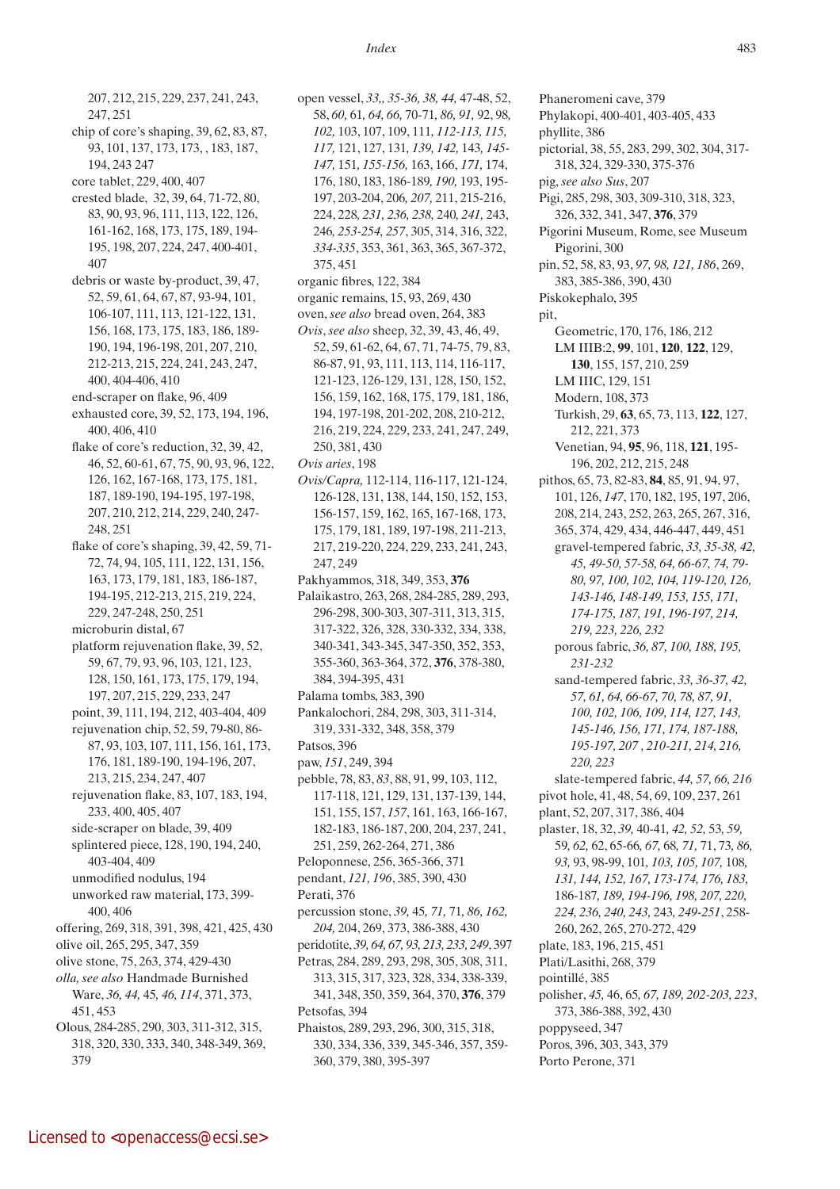207, 212, 215, 229, 237, 241, 243, 247, 251

- chip of core's shaping, 39, 62, 83, 87, 93, 101, 137, 173, 173, , 183, 187, 194, 243 247
- core tablet, 229, 400, 407
- crested blade, 32, 39, 64, 71-72, 80, 83, 90, 93, 96, 111, 113, 122, 126, 161-162, 168, 173, 175, 189, 194-195, 198, 207, 224, 247, 400-401, 407
- debris or waste by-product, 39, 47, 52, 59, 61, 64, 67, 87, 93-94, 101, 106-107, 111, 113, 121-122, 131, 156, 168, 173, 175, 183, 186, 189-190, 194, 196-198, 201, 207, 210, 212-213, 215, 224, 241, 243, 247, 400, 404-406, 410
- end-scraper on flake, 96, 409
- exhausted core, 39, 52, 173, 194, 196, 400, 406, 410
- flake of core's reduction, 32, 39, 42, 46, 52, 60-61, 67, 75, 90, 93, 96, 122, 126, 162, 167-168, 173, 175, 181, 187, 189-190, 194-195, 197-198, 207, 210, 212, 214, 229, 240, 247-248, 251
- flake of core's shaping, 39, 42, 59, 71-72, 74, 94, 105, 111, 122, 131, 156, 163, 173, 179, 181, 183, 186-187, 194-195, 212-213, 215, 219, 224, 229, 247-248, 250, 251
- microburin distal, 67
- platform rejuvenation flake, 39, 52, 59, 67, 79, 93, 96, 103, 121, 123, 128, 150, 161, 173, 175, 179, 194, 197, 207, 215, 229, 233, 247
- point, 39, 111, 194, 212, 403-404, 409
- rejuvenation chip, 52, 59, 79-80, 86-87, 93, 103, 107, 111, 156, 161, 173, 176, 181, 189-190, 194-196, 207, 213, 215, 234, 247, 407
- rejuvenation flake, 83, 107, 183, 194, 233, 400, 405, 407
- side-scraper on blade, 39, 409
- splintered piece, 128, 190, 194, 240, 403-404, 409
- unmodified nodulus, 194
- unworked raw material, 173, 399-400, 406

offering, 269, 318, 391, 398, 421, 425, 430

olive oil, 265, 295, 347, 359

olive stone, 75, 263, 374, 429-430

*olla*, *see also* Handmade Burnished Ware, *36, 44,* 45*, 46, 114*, 371, 373, 451, 453

Olous, 284-285, 290, 303, 311-312, 315, 318, 320, 330, 333, 340, 348-349, 369, 379

open vessel, *33,, 35-36, 38, 44,* 47-48, 52, 58, *60,* 61*, 64, 66,* 70-71*, 86, 91,* 92, 98*, 102,* 103, 107, 109, 111*, 112-113, 115, 117,* 121, 127, 131*, 139, 142,* 143*, 145-147,* 151*, 155-156,* 163, 166*, 171,* 174, 176, 180, 183, 186-189*, 190,* 193, 195-197, 203-204, 206*, 207,* 211, 215-216, 224, 228*, 231, 236, 238,* 240*, 241,* 243, 246*, 253-254, 257*, 305, 314, 316, 322, *334-335*, 353, 361, 363, 365, 367-372, 375, 451

organic fibres, 122, 384

organic remains, 15, 93, 269, 430

oven, *see also* bread oven, 264, 383

*Ovis*, *see also* sheep, 32, 39, 43, 46, 49, 52, 59, 61-62, 64, 67, 71, 74-75, 79, 83, 86-87, 91, 93, 111, 113, 114, 116-117, 121-123, 126-129, 131, 128, 150, 152, 156, 159, 162, 168, 175, 179, 181, 186, 194, 197-198, 201-202, 208, 210-212, 216, 219, 224, 229, 233, 241, 247, 249, 250, 381, 430

*Ovis aries*, 198

*Ovis/Capra,* 112-114, 116-117, 121-124, 126-128, 131, 138, 144, 150, 152, 153, 156-157, 159, 162, 165, 167-168, 173, 175, 179, 181, 189, 197-198, 211-213, 217, 219-220, 224, 229, 233, 241, 243, 247, 249

Pakhyammos, 318, 349, 353, **376**

Palaikastro, 263, 268, 284-285, 289, 293, 296-298, 300-303, 307-311, 313, 315, 317-322, 326, 328, 330-332, 334, 338, 340-341, 343-345, 347-350, 352, 353, 355-360, 363-364, 372, **376**, 378-380, 384, 394-395, 431

Palama tombs, 383, 390

Pankalochori, 284, 298, 303, 311-314, 319, 331-332, 348, 358, 379

Patsos, 396

paw, *151*, 249, 394

pebble, 78, 83, *83*, 88, 91, 99, 103, 112, 117-118, 121, 129, 131, 137-139, 144, 151, 155, 157, *157*, 161, 163, 166-167, 182-183, 186-187, 200, 204, 237, 241, 251, 259, 262-264, 271, 386

Peloponnese, 256, 365-366, 371

pendant, *121, 196*, 385, 390, 430

Perati, 376

percussion stone, *39,* 45*, 71,* 71*, 86, 162, 204,* 204, 269, 373, 386-388, 430

peridotite, *39, 64, 67, 93, 213, 233, 249*, 397

Petras, 284, 289, 293, 298, 305, 308, 311, 313, 315, 317, 323, 328, 334, 338-339, 341, 348, 350, 359, 364, 370, **376**, 379

Petsofas, 394

Phaistos, 289, 293, 296, 300, 315, 318, 330, 334, 336, 339, 345-346, 357, 359-360, 379, 380, 395-397

Phaneromeni cave, 379

Phylakopi, 400-401, 403-405, 433

phyllite, 386

pictorial, 38, 55, 283, 299, 302, 304, 317-318, 324, 329-330, 375-376

pig, *see also Sus*, 207

Pigi, 285, 298, 303, 309-310, 318, 323, 326, 332, 341, 347, **376**, 379

Pigorini Museum, Rome, see Museum Pigorini, 300

pin, 52, 58, 83, 93, *97, 98, 121, 186*, 269, 383, 385-386, 390, 430

Piskokephalo, 395

pit,

- Geometric, 170, 176, 186, 212
- LM IIIB:2, **99**, 101, **120**, **122**, 129, **130**, 155, 157, 210, 259
- LM IIIC, 129, 151
- Modern, 108, 373
- Turkish, 29, **63**, 65, 73, 113, **122**, 127, 212, 221, 373
- Venetian, 94, **95**, 96, 118, **121**, 195-196, 202, 212, 215, 248

pithos, 65, 73, 82-83, **84**, 85, 91, 94, 97, 101, 126, *147*, 170, 182, 195, 197, 206, 208, 214, 243, 252, 263, 265, 267, 316, 365, 374, 429, 434, 446-447, 449, 451

- gravel-tempered fabric, *33, 35-38, 42, 45, 49-50, 57-58, 64, 66-67, 74, 79-80, 97, 100, 102, 104, 119-120, 126, 143-146, 148-149, 153, 155, 171, 174-175, 187, 191, 196-197, 214, 219, 223, 226, 232*
- porous fabric, *36, 87, 100, 188, 195, 231-232*
- sand-tempered fabric, *33, 36-37, 42, 57, 61, 64, 66-67, 70, 78, 87, 91, 100, 102, 106, 109, 114, 127, 143, 145-146, 156, 171, 174, 187-188, 195-197, 207 , 210-211, 214, 216, 220, 223*
- slate-tempered fabric, *44, 57, 66, 216*

pivot hole, 41, 48, 54, 69, 109, 237, 261

plant, 52, 207, 317, 386, 404

plaster, 18, 32, *39,* 40-41*, 42, 52, 53, 59,* 59*, 62,* 62, 65-66*, 67,* 68*, 71,* 71, 73*, 86, 93,* 93, 98-99, 101*, 103, 105, 107,* 108*, 131, 144, 152, 167, 173-174, 176, 183,* 186-187*, 189, 194-196, 198, 207, 220, 224, 236, 240, 243,* 243*, 249-251*, 258-260, 262, 265, 270-272, 429

plate, 183, 196, 215, 451

Plati/Lasithi, 268, 379

pointillé, 385

polisher, *45,* 46, 65*, 67, 189, 202-203, 223*, 373, 386-388, 392, 430

poppyseed, 347

Poros, 396, 303, 343, 379

Porto Perone, 371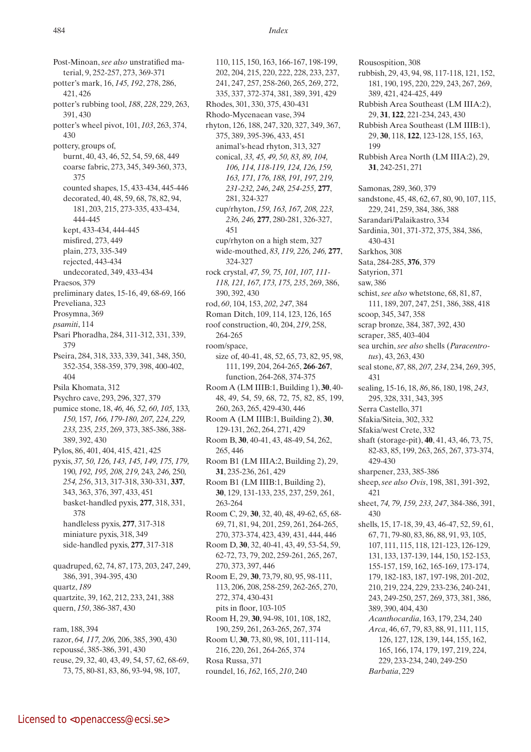Post-Minoan, *see also* unstratified material, 9, 252-257, 273, 369-371
potter's mark, 16, *145, 192*, 278, 286, 421, 426
potter's rubbing tool, *188, 228*, 229, 263, 391, 430
potter's wheel pivot, 101, *103*, 263, 374, 430
pottery, groups of,
- burnt, 40, 43, 46, 52, 54, 59, 68, 449
- coarse fabric, 273, 345, 349-360, 373, 375
- counted shapes, 15, 433-434, 445-446
- decorated, 40, 48, 59, 68, 78, 82, 94, 181, 203, 215, 273-335, 433-434, 444-445
- kept, 433-434, 444-445
- misfired, 273, 449
- plain, 273, 335-349
- rejected, 443-434
- undecorated, 349, 433-434

Praesos, 379
preliminary dates, 15-16, 49, 68-69, 166
Preveliana, 323
Prosymna, 369
*psamiti*, 114
Psari Phoradha, 284, 311-312, 331, 339, 379
Pseira, 284, 318, 333, 339, 341, 348, 350, 352-354, 358-359, 379, 398, 400-402, 404
Psila Khomata, 312
Psychro cave, 293, 296, 327, 379
pumice stone, 18, *46*, 46, *52, 60, 105*, 133, *150*, 157, *166, 179-180*, 207, *224*, 229, *233*, 235, *235*, 269, 373, 385-386, 388-389, 392, 430
Pylos, 86, 401, 404, 415, 421, 425
pyxis, *37, 50, 126, 143, 145, 149, 175, 179*, 190, *192, 195, 208, 219*, 243, *246*, 250, *254, 256*, 313, 317-318, 330-331, **337**, 343, 363, 376, 397, 433, 451
- basket-handled pyxis, **277**, 318, 331, 378
- handleless pyxis, **277**, 317-318
- miniature pyxis, 318, 349
- side-handled pyxis, **277**, 317-318

quadruped, 62, 74, 87, 173, 203, 247, 249, 386, 391, 394-395, 430
quartz, *189*
quartzite, 39, 162, 212, 233, 241, 388
quern, *150*, 386-387, 430

ram, 188, 394
razor, *64, 117, 206*, 206, 385, 390, 430
repoussé, 385-386, 391, 430
reuse, 29, 32, 40, 43, 49, 54, 57, 62, 68-69, 73, 75, 80-81, 83, 86, 93-94, 98, 107, 110, 115, 150, 163, 166-167, 198-199, 202, 204, 215, 220, 222, 228, 233, 237, 241, 247, 257, 258-260, 265, 269, 272, 335, 337, 372-374, 381, 389, 391, 429
Rhodes, 301, 330, 375, 430-431
Rhodo-Mycenaean vase, 394
rhyton, 126, 188, 247, 320, 327, 349, 367, 375, 389, 395-396, 433, 451
- animal's-head rhyton, 313, 327
- conical, *33, 45, 49, 50, 83, 89, 104, 106, 114, 118-119, 124, 126, 159, 163, 171, 176, 188, 191, 197, 219, 231-232, 246, 248, 254-255*, **277**, 281, 324-327
- cup/rhyton, *159, 163, 167, 208, 223, 236, 246*, **277**, 280-281, 326-327, 451
- cup/rhyton on a high stem, 327
- wide-mouthed, *83, 119, 226, 246*, **277**, 324-327

rock crystal, *47, 59, 75, 101, 107, 111-118, 121, 167, 173, 175, 235*, 269, 386, 390, 392, 430
rod, *60*, 104, 153, *202, 247*, 384
Roman Ditch, 109, 114, 123, 126, 165
roof construction, 40, 204, *219*, 258, 264-265
room/space,
- size of, 40-41, 48, 52, 65, 73, 82, 95, 98, 111, 199, 204, 264-265, **266-267**, function, 264-268, 374-375

Room A (LM IIIB:1, Building 1), **30**, 40-48, 49, 54, 59, 68, 72, 75, 82, 85, 199, 260, 263, 265, 429-430, 446
Room A (LM IIIB:1, Building 2), **30**, 129-131, 262, 264, 271, 429
Room B, **30**, 40-41, 43, 48-49, 54, 262, 265, 446
Room B1 (LM IIIA:2, Building 2), 29, **31**, 235-236, 261, 429
Room B1 (LM IIIB:1, Building 2), **30**, 129, 131-133, 235, 237, 259, 261, 263-264
Room C, 29, **30**, 32, 40, 48, 49-62, 65, 68-69, 71, 81, 94, 201, 259, 261, 264-265, 270, 373-374, 423, 439, 431, 444, 446
Room D, **30**, 32, 40-41, 43, 49, 53-54, 59, 62-72, 73, 79, 202, 259-261, 265, 267, 270, 373, 397, 446
Room E, 29, **30**, 73,79, 80, 95, 98-111, 113, 206, 208, 258-259, 262-265, 270, 272, 374, 430-431
- pits in floor, 103-105

Room H, 29, **30**, 94-98, 101, 108, 182, 190, 259, 261, 263-265, 267, 374
Room U, **30**, 73, 80, 98, 101, 111-114, 216, 220, 261, 264-265, 374
Rosa Russa, 371
roundel, 16, *162*, 165, *210*, 240
Rousospition, 308
rubbish, 29, 43, 94, 98, 117-118, 121, 152, 181, 190, 195, 220, 229, 243, 267, 269, 389, 421, 424-425, 449
Rubbish Area Southeast (LM IIIA:2), 29, **31**, **122**, 221-234, 243, 430
Rubbish Area Southeast (LM IIIB:1), 29, **30**, 118, **122**, 123-128, 155, 163, 199
Rubbish Area North (LM IIIA:2), 29, **31**, 242-251, 271

Samonas, 289, 360, 379
sandstone, 45, 48, 62, 67, 80, 90, 107, 115, 229, 241, 259, 384, 386, 388
Sarandari/Palaikastro, 334
Sardinia, 301, 371-372, 375, 384, 386, 430-431
Sarkhos, 308
Sata, 284-285, **376**, 379
Satyrion, 371
saw, 386
schist, *see also* whetstone, 68, 81, 87, 111, 189, 207, 247, 251, 386, 388, 418
scoop, 345, 347, 358
scrap bronze, 384, 387, 392, 430
scraper, 385, 403-404
sea urchin, *see also* shells (*Paracentrotus*), 43, 263, 430
seal stone, *87*, 88, *207, 234*, 234, 269, 395, 431
sealing, 15-16, 18, *86*, 86, 180, 198, *243*, 295, 328, 331, 343, 395
Serra Castello, 371
Sfakia/Siteia, 302, 332
Sfakia/west Crete, 332
shaft (storage-pit), **40**, 41, 43, 46, 73, 75, 82-83, 85, 199, 263, 265, 267, 373-374, 429-430
sharpener, 233, 385-386
sheep, *see also Ovis*, 198, 381, 391-392, 421
sheet, *74, 79, 159, 233, 247*, 384-386, 391, 430
shells, 15, 17-18, 39, 43, 46-47, 52, 59, 61, 67, 71, 79-80, 83, 86, 88, 91, 93, 105, 107, 111, 115, 118, 121-123, 126-129, 131, 133, 137-139, 144, 150, 152-153, 155-157, 159, 162, 165-169, 173-174, 179, 182-183, 187, 197-198, 201-202, 210, 219, 224, 229, 233-236, 240-241, 243, 249-250, 257, 269, 373, 381, 386, 389, 390, 404, 430
- *Acanthocardia*, 163, 179, 234, 240
- *Arca*, 46, 67, 79, 83, 88, 91, 111, 115, 126, 127, 128, 139, 144, 155, 162, 165, 166, 174, 179, 197, 219, 224, 229, 233-234, 240, 249-250
- *Barbatia*, 229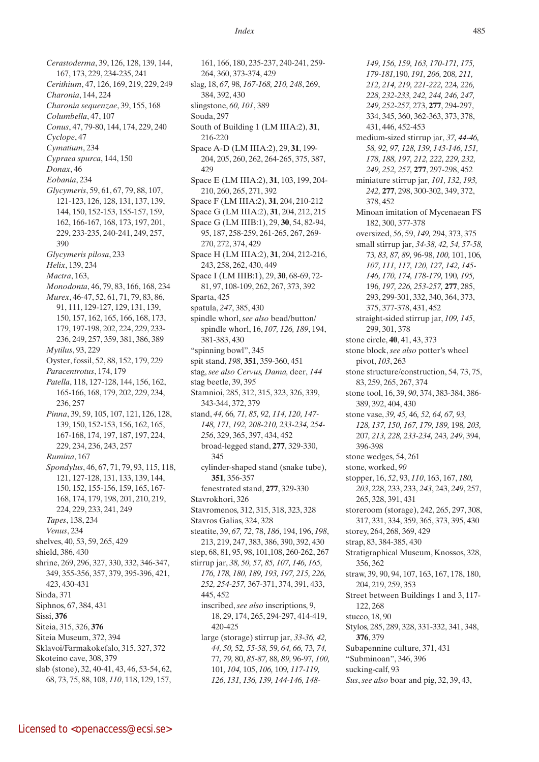*Cerastoderma*, 39, 126, 128, 139, 144, 167, 173, 229, 234-235, 241
*Cerithium*, 47, 126, 169, 219, 229, 249
*Charonia*, 144, 224
*Charonia sequenzae*, 39, 155, 168
*Columbella*, 47, 107
*Conus*, 47, 79-80, 144, 174, 229, 240
*Cyclope*, 47
*Cymatium*, 234
*Cypraea spurca*, 144, 150
*Donax*, 46
*Eobania*, 234
*Glycymeris*, 59, 61, 67, 79, 88, 107, 121-123, 126, 128, 131, 137, 139, 144, 150, 152-153, 155-157, 159, 162, 166-167, 168, 173, 197, 201, 229, 233-235, 240-241, 249, 257, 390
*Glycymeris pilosa*, 233
*Helix*, 139, 234
*Mactra*, 163,
*Monodonta*, 46, 79, 83, 166, 168, 234
*Murex*, 46-47, 52, 61, 71, 79, 83, 86, 91, 111, 129-127, 129, 131, 139, 150, 157, 162, 165, 166, 168, 173, 179, 197-198, 202, 224, 229, 233-236, 249, 257, 359, 381, 386, 389
*Mytilus*, 93, 229
Oyster, fossil, 52, 88, 152, 179, 229
*Paracentrotus*, 174, 179
*Patella*, 118, 127-128, 144, 156, 162, 165-166, 168, 179, 202, 229, 234, 236, 257
*Pinna*, 39, 59, 105, 107, 121, 126, 128, 139, 150, 152-153, 156, 162, 165, 167-168, 174, 197, 187, 197, 224, 229, 234, 236, 243, 257
*Rumina*, 167
*Spondylus*, 46, 67, 71, 79, 93, 115, 118, 121, 127-128, 131, 133, 139, 144, 150, 152, 155-156, 159, 165, 167-168, 174, 179, 198, 201, 210, 219, 224, 229, 233, 241, 249
*Tapes*, 138, 234
*Venus*, 234

shelves, 40, 53, 59, 265, 429
shield, 386, 430
shrine, 269, 296, 327, 330, 332, 346-347, 349, 355-356, 357, 379, 395-396, 421, 423, 430-431
Sinda, 371
Siphnos, 67, 384, 431
Sissi, **376**
Siteia, 315, 326, **376**
Siteia Museum, 372, 394
Sklavoi/Farmakokefalo, 315, 327, 372
Skoteino cave, 308, 379
slab (stone), 32, 40-41, 43, 46, 53-54, 62, 68, 73, 75, 88, 108, *110*, 118, 129, 157, 161, 166, 180, 235-237, 240-241, 259-264, 360, 373-374, 429
slag, 18, *67*, 98, *167-168, 210, 248*, 269, 384, 392, 430
slingstone, *60, 101*, 389
Souda, 297
South of Building 1 (LM IIIA:2), **31**, 216-220
Space A-D (LM IIIA:2), 29, **31**, 199-204, 205, 260, 262, 264-265, 375, 387, 429
Space E (LM IIIA:2), **31**, 103, 199, 204-210, 260, 265, 271, 392
Space F (LM IIIA:2), **31**, 204, 210-212
Space G (LM IIIA:2), **31**, 204, 212, 215
Space G (LM IIIB:1), 29, **30**, 54, 82-94, 95, 187, 258-259, 261-265, 267, 269-270, 272, 374, 429
Space H (LM IIIA:2), **31**, 204, 212-216, 243, 258, 262, 430, 449
Space I (LM IIIB:1), 29, **30**, 68-69, 72-81, 97, 108-109, 262, 267, 373, 392
Sparta, 425
spatula, *247*, 385, 430
spindle whorl, *see also* bead/button/ spindle whorl, 16, *107, 126, 189*, 194, 381-383, 430
"spinning bowl", 345
spit stand, *198*, **351**, 359-360, 451
stag, *see also Cervus, Dama,* deer, *144*
stag beetle, 39, 395
Stamnioi, 285, 312, 315, 323, 326, 339, 343-344, 372, 379
stand, *44,* 66, *71, 85, 92, 114, 120, 147-148, 171, 192, 208-210, 233-234, 254-256*, 329, 365, 397, 434, 452
  broad-legged stand, **277**, 329-330, 345
  cylinder-shaped stand (snake tube), **351**, 356-357
  fenestrated stand, **277**, 329-330
Stavrokhori, 326
Stavromenos, 312, 315, 318, 323, 328
Stavros Galias, 324, 328
steatite, 39, *67, 72*, 78, *186*, 194, 196, *198*, 213, 219, 247, 383, 386, 390, 392, 430
step, 68, 81, 95, 98, 101,108, 260-262, 267
stirrup jar, *38, 50, 57, 85, 107, 146, 165, 176, 178, 180, 189, 193, 197, 215, 226, 252, 254-257,* 367-371, 374, 391, 433, 445, 452
  inscribed, *see also* inscriptions, 9, 18, 29, 174, 265, 294-297, 414-419, 420-425
  large (storage) stirrup jar, *33-36, 42, 44, 50, 52, 55-58,* 59, *64, 66,* 73*, 74, 77, 79,* 80, *85-87, 88, 89,* 96-97, *100,* 101*, 104,* 105, *106,* 109, *117-119, 126, 131, 136, 139, 144-146, 148-149, 156, 159, 163, 170-171, 175, 179-181,*190*, 191, 206,* 208*, 211, 212, 214, 219, 221-222,* 224*, 226, 228, 232-233, 242, 244, 246, 247, 249, 252-257,* 273, **277**, 294-297, 334, 345, 360, 362-363, 373, 378, 431, 446, 452-453
  medium-sized stirrup jar, *37, 44-46, 58, 92, 97, 128, 139, 143-146, 151, 178, 188, 197, 212, 222, 229, 232, 249, 252, 257,* **277**, 297-298, 452
  miniature stirrup jar, *101, 132, 193, 242,* **277**, 298, 300-302, 349, 372, 378, 452
  Minoan imitation of Mycenaean FS 182, 300, 377-378
  oversized, *56*, 59, *149,* 294, 373, 375
  small stirrup jar, *34-38, 42, 54, 57-58,* 73*, 83, 87, 89,* 96-98*, 100,* 101, 106*, 107, 111, 117, 120, 127, 142, 145-146, 170, 174, 178-179,* 190*, 195,* 196*, 197, 226, 253-257,* **277**, 285, 293, 299-301, 332, 340, 364, 373, 375, 377-378, 431, 452
  straight-sided stirrup jar, *109, 145*, 299, 301, 378
stone circle, **40**, 41, 43, 373
stone block, *see also* potter's wheel pivot, *103*, 263
stone structure/construction, 54, 73, 75, 83, 259, 265, 267, 374
stone tool, 16, 39, *90*, 374, 383-384, 386-389, 392, 404, 430
stone vase, *39, 45,* 46*, 52, 64, 67, 93, 128, 137, 150, 167, 179, 189,* 198*, 203,* 207*, 213, 228, 233-234,* 243*, 249*, 394, 396-398
stone wedges, 54, 261
stone, worked, *90*
stopper, 16, *52*, 93, *110*, 163, 167, *180, 203*, 228, 233, 233, *243*, 243, *249*, 257, 265, 328, 391, 431
storeroom (storage), 242, 265, 297, 308, 317, 331, 334, 359, 365, 373, 395, 430
storey, 264, 268, 369, 429
strap, 83, 384-385, 430
Stratigraphical Museum, Knossos, 328, 356, 362
straw, 39, 90, 94, 107, 163, 167, 178, 180, 204, 219, 259, 353
Street between Buildings 1 and 3, 117-122, 268
stucco, 18, 90
Stylos, 285, 289, 328, 331-332, 341, 348, **376**, 379
Subapennine culture, 371, 431
"Subminoan", 346, 396
sucking-calf, 93
*Sus*, *see also* boar and pig, 32, 39, 43,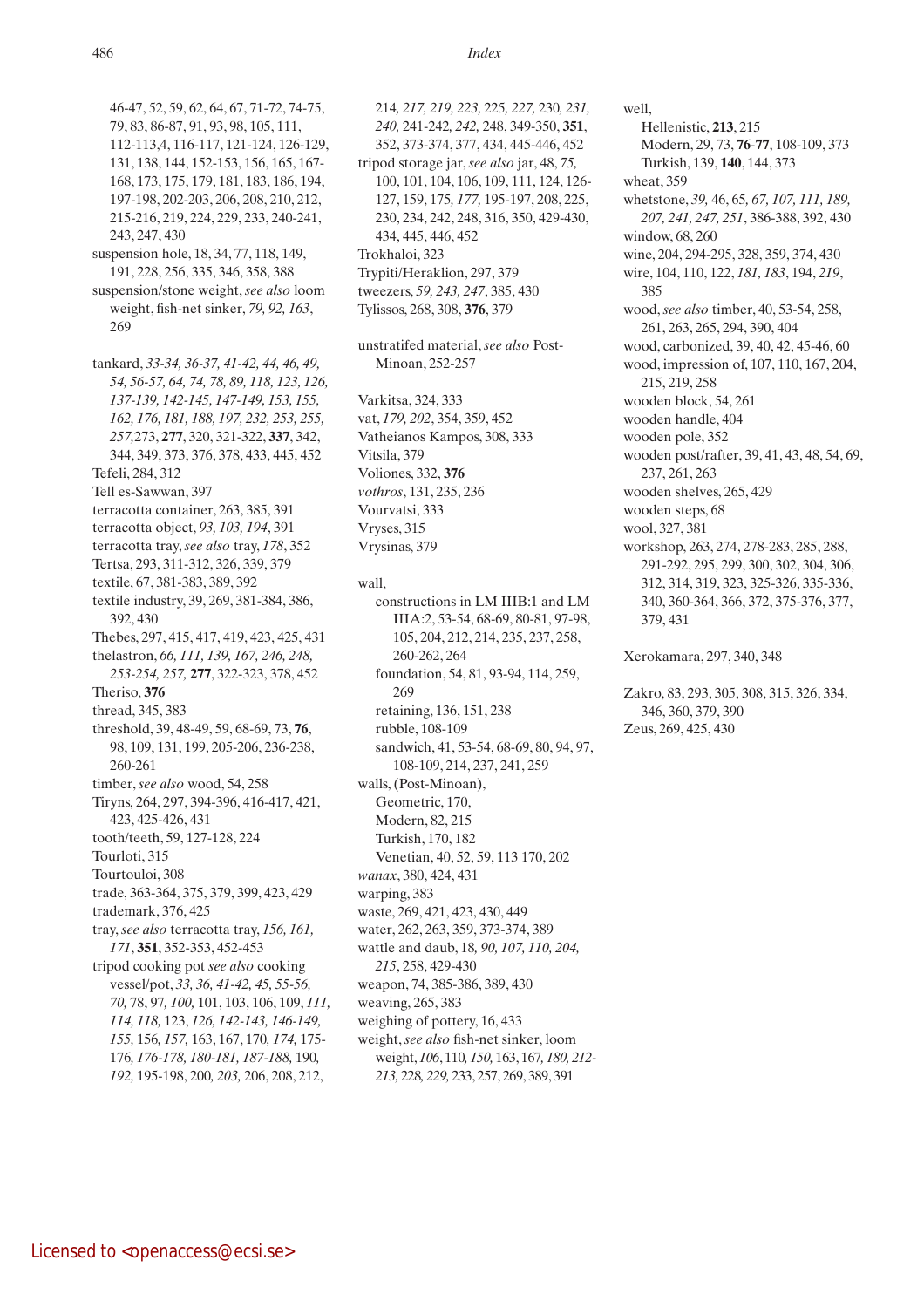46-47, 52, 59, 62, 64, 67, 71-72, 74-75, 79, 83, 86-87, 91, 93, 98, 105, 111, 112-113,4, 116-117, 121-124, 126-129, 131, 138, 144, 152-153, 156, 165, 167-168, 173, 175, 179, 181, 183, 186, 194, 197-198, 202-203, 206, 208, 210, 212, 215-216, 219, 224, 229, 233, 240-241, 243, 247, 430

suspension hole, 18, 34, 77, 118, 149, 191, 228, 256, 335, 346, 358, 388

suspension/stone weight, *see also* loom weight, fish-net sinker, *79, 92, 163*, 269

tankard, *33-34, 36-37, 41-42, 44, 46, 49, 54, 56-57, 64, 74, 78, 89, 118, 123, 126, 137-139, 142-145, 147-149, 153, 155, 162, 176, 181, 188, 197, 232, 253, 255, 257*,273, **277**, 320, 321-322, **337**, 342, 344, 349, 373, 376, 378, 433, 445, 452

Tefeli, 284, 312

Tell es-Sawwan, 397

terracotta container, 263, 385, 391

terracotta object, *93, 103, 194*, 391

terracotta tray, *see also* tray, *178*, 352

Tertsa, 293, 311-312, 326, 339, 379

textile, 67, 381-383, 389, 392

textile industry, 39, 269, 381-384, 386, 392, 430

Thebes, 297, 415, 417, 419, 423, 425, 431

thelastron, *66, 111, 139, 167, 246, 248, 253-254, 257*, **277**, 322-323, 378, 452

Theriso, **376**

thread, 345, 383

threshold, 39, 48-49, 59, 68-69, 73, **76**, 98, 109, 131, 199, 205-206, 236-238, 260-261

timber, *see also* wood, 54, 258

Tiryns, 264, 297, 394-396, 416-417, 421, 423, 425-426, 431

tooth/teeth, 59, 127-128, 224

Tourloti, 315

Tourtouloi, 308

trade, 363-364, 375, 379, 399, 423, 429

trademark, 376, 425

tray, *see also* terracotta tray, *156, 161, 171*, **351**, 352-353, 452-453

tripod cooking pot *see also* cooking vessel/pot, *33, 36, 41-42, 45, 55-56, 70,* 78, 97, *100,* 101, 103, 106, 109, *111, 114, 118,* 123, *126, 142-143, 146-149, 155,* 156, *157,* 163, 167, 170, *174,* 175-176, *176-178, 180-181, 187-188,* 190, *192,* 195-198, 200, *203,* 206, 208, 212, 214, *217, 219, 223,* 225, *227,* 230, *231, 240,* 241-242, *242,* 248, 349-350, **351**, 352, 373-374, 377, 434, 445-446, 452

tripod storage jar, *see also* jar, 48, *75,* 100, 101, 104, 106, 109, 111, 124, 126-127, 159, 175, *177,* 195-197, 208, 225, 230, 234, 242, 248, 316, 350, 429-430, 434, 445, 446, 452

Trokhaloi, 323

Trypiti/Heraklion, 297, 379

tweezers, *59, 243, 247*, 385, 430

Tylissos, 268, 308, **376**, 379

unstratifed material, *see also* Post-Minoan, 252-257

Varkitsa, 324, 333

vat, *179, 202*, 354, 359, 452

Vatheianos Kampos, 308, 333

Vitsila, 379

Voliones, 332, **376**

*vothros*, 131, 235, 236

Vourvatsi, 333

Vryses, 315

Vrysinas, 379

wall,
- constructions in LM IIIB:1 and LM IIIA:2, 53-54, 68-69, 80-81, 97-98, 105, 204, 212, 214, 235, 237, 258, 260-262, 264
- foundation, 54, 81, 93-94, 114, 259, 269
- retaining, 136, 151, 238
- rubble, 108-109
- sandwich, 41, 53-54, 68-69, 80, 94, 97, 108-109, 214, 237, 241, 259

walls, (Post-Minoan),
- Geometric, 170,
- Modern, 82, 215
- Turkish, 170, 182
- Venetian, 40, 52, 59, 113 170, 202

*wanax*, 380, 424, 431

warping, 383

waste, 269, 421, 423, 430, 449

water, 262, 263, 359, 373-374, 389

wattle and daub, 18*, 90, 107, 110, 204, 215*, 258, 429-430

weapon, 74, 385-386, 389, 430

weaving, 265, 383

weighing of pottery, 16, 433

weight, *see also* fish-net sinker, loom weight, *106*, 110*, 150,* 163, 167*, 180, 212-213,* 228*, 229,* 233, 257, 269, 389, 391

well,
- Hellenistic, **213**, 215
- Modern, 29, 73, **76**-**77**, 108-109, 373
- Turkish, 139, **140**, 144, 373

wheat, 359

whetstone, *39,* 46, 65*, 67, 107, 111, 189, 207, 241, 247, 251*, 386-388, 392, 430

window, 68, 260

wine, 204, 294-295, 328, 359, 374, 430

wire, 104, 110, 122*, 181, 183*, 194*, 219*, 385

wood, *see also* timber, 40, 53-54, 258, 261, 263, 265, 294, 390, 404

wood, carbonized, 39, 40, 42, 45-46, 60

wood, impression of, 107, 110, 167, 204, 215, 219, 258

wooden block, 54, 261

wooden handle, 404

wooden pole, 352

wooden post/rafter, 39, 41, 43, 48, 54, 69, 237, 261, 263

wooden shelves, 265, 429

wooden steps, 68

wool, 327, 381

workshop, 263, 274, 278-283, 285, 288, 291-292, 295, 299, 300, 302, 304, 306, 312, 314, 319, 323, 325-326, 335-336, 340, 360-364, 366, 372, 375-376, 377, 379, 431

Xerokamara, 297, 340, 348

Zakro, 83, 293, 305, 308, 315, 326, 334, 346, 360, 379, 390

Zeus, 269, 425, 430